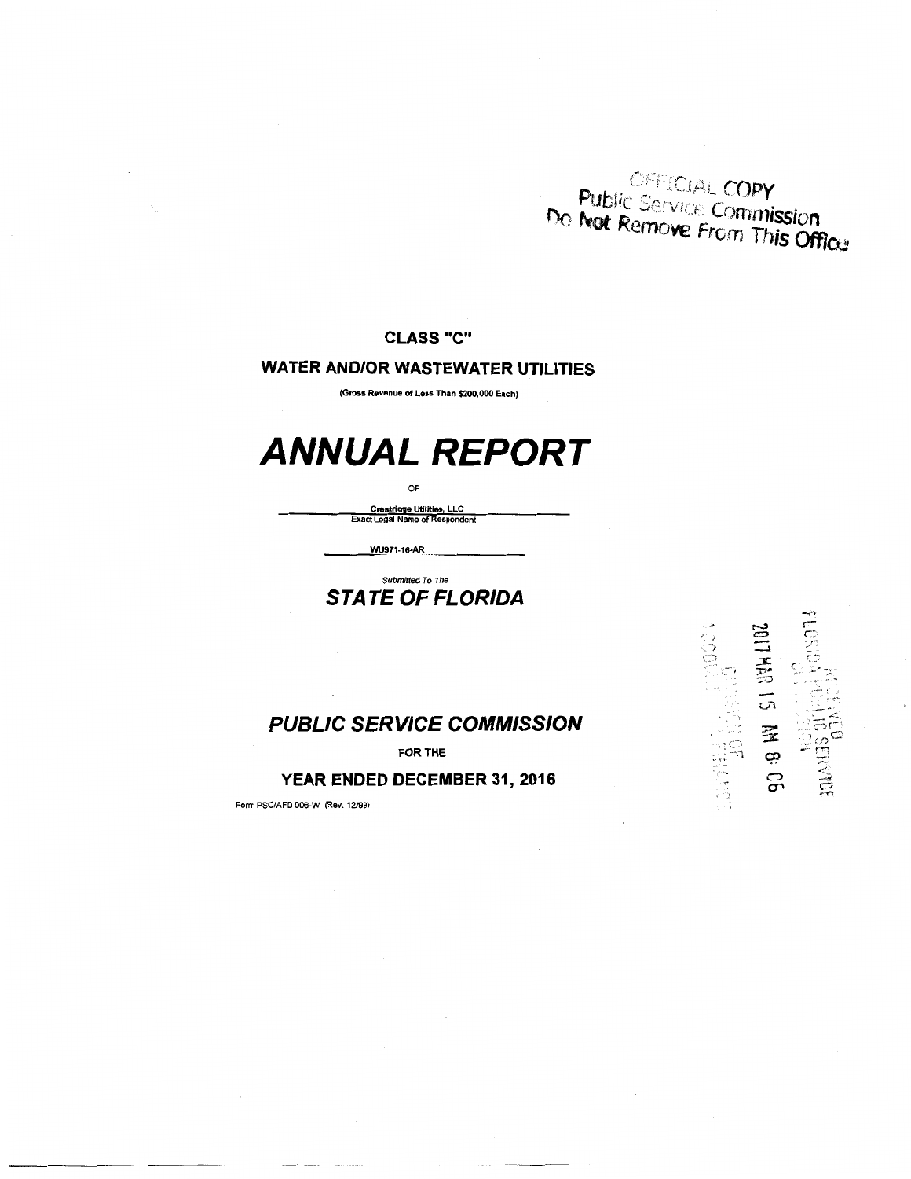OFFICIAL COPY
Public Service Commission
Do Not Remove From This Office

**CLASS "C"**

**WATER AND/OR WASTEWATER UTILITIES**

(Gross Revenue of Less Than $200,000 Each)

# *ANNUAL REPORT*

OF

Crestridge Utilities, LLC
Exact Legal Name of Respondent

WU971-16-AR

*Submitted To The*

## *STATE OF FLORIDA*

## *PUBLIC SERVICE COMMISSION*

FOR THE

**YEAR ENDED DECEMBER 31, 2016**

Form PSC/AFD 006-W (Rev. 12/99)

RECEIVED FLORIDA PUBLIC SERVICE COMMISSION
2017 MAR 15 AM 8:06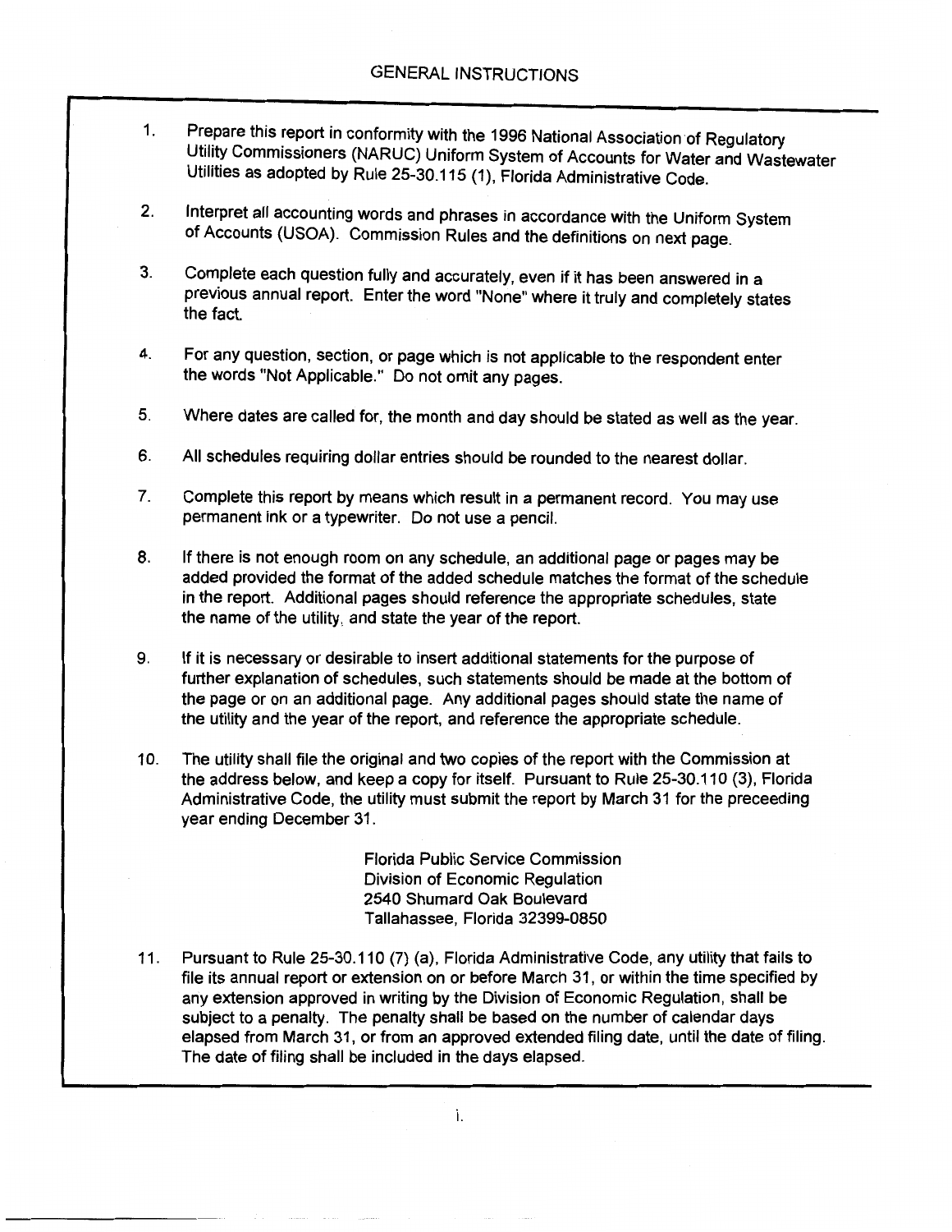## GENERAL INSTRUCTIONS

1. Prepare this report in conformity with the 1996 National Association of Regulatory Utility Commissioners (NARUC) Uniform System of Accounts for Water and Wastewater Utilities as adopted by Rule 25-30.115 (1), Florida Administrative Code.

2. Interpret all accounting words and phrases in accordance with the Uniform System of Accounts (USOA). Commission Rules and the definitions on next page.

3. Complete each question fully and accurately, even if it has been answered in a previous annual report. Enter the word "None" where it truly and completely states the fact.

4. For any question, section, or page which is not applicable to the respondent enter the words "Not Applicable." Do not omit any pages.

5. Where dates are called for, the month and day should be stated as well as the year.

6. All schedules requiring dollar entries should be rounded to the nearest dollar.

7. Complete this report by means which result in a permanent record. You may use permanent ink or a typewriter. Do not use a pencil.

8. If there is not enough room on any schedule, an additional page or pages may be added provided the format of the added schedule matches the format of the schedule in the report. Additional pages should reference the appropriate schedules, state the name of the utility, and state the year of the report.

9. If it is necessary or desirable to insert additional statements for the purpose of further explanation of schedules, such statements should be made at the bottom of the page or on an additional page. Any additional pages should state the name of the utility and the year of the report, and reference the appropriate schedule.

10. The utility shall file the original and two copies of the report with the Commission at the address below, and keep a copy for itself. Pursuant to Rule 25-30.110 (3), Florida Administrative Code, the utility must submit the report by March 31 for the preceeding year ending December 31.

    Florida Public Service Commission
    Division of Economic Regulation
    2540 Shumard Oak Boulevard
    Tallahassee, Florida 32399-0850

11. Pursuant to Rule 25-30.110 (7) (a), Florida Administrative Code, any utility that fails to file its annual report or extension on or before March 31, or within the time specified by any extension approved in writing by the Division of Economic Regulation, shall be subject to a penalty. The penalty shall be based on the number of calendar days elapsed from March 31, or from an approved extended filing date, until the date of filing. The date of filing shall be included in the days elapsed.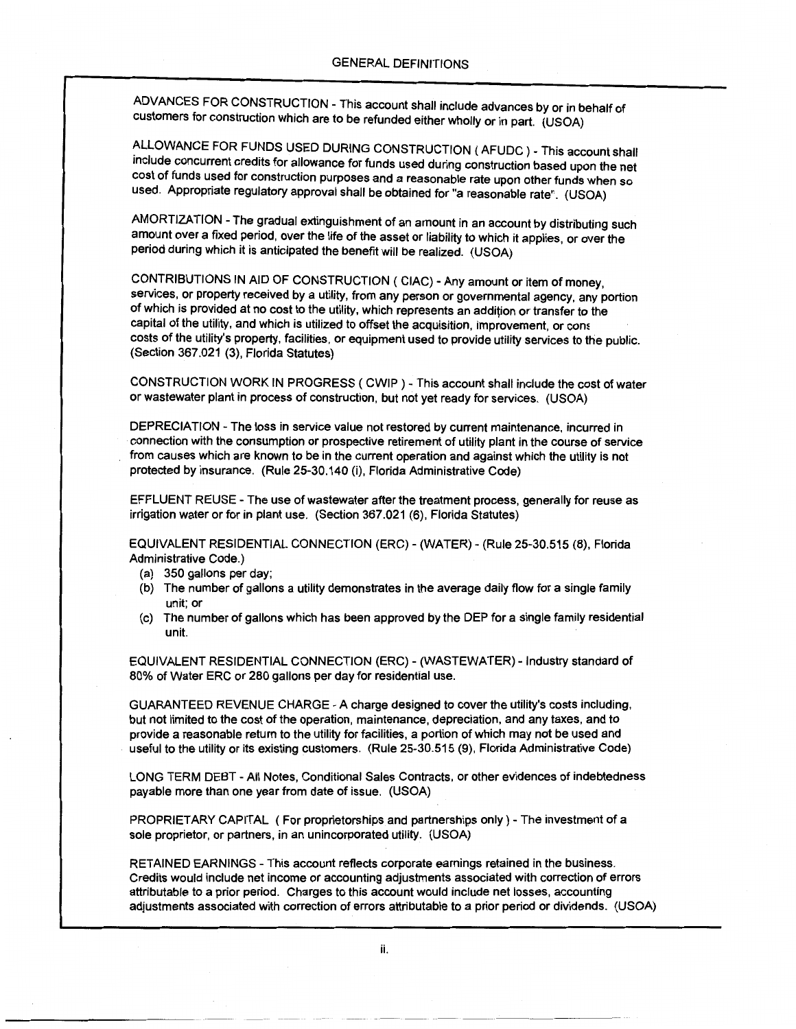## GENERAL DEFINITIONS

ADVANCES FOR CONSTRUCTION - This account shall include advances by or in behalf of customers for construction which are to be refunded either wholly or in part. (USOA)

ALLOWANCE FOR FUNDS USED DURING CONSTRUCTION ( AFUDC ) - This account shall include concurrent credits for allowance for funds used during construction based upon the net cost of funds used for construction purposes and a reasonable rate upon other funds when so used. Appropriate regulatory approval shall be obtained for "a reasonable rate". (USOA)

AMORTIZATION - The gradual extinguishment of an amount in an account by distributing such amount over a fixed period, over the life of the asset or liability to which it applies, or over the period during which it is anticipated the benefit will be realized. (USOA)

CONTRIBUTIONS IN AID OF CONSTRUCTION ( CIAC) - Any amount or item of money, services, or property received by a utility, from any person or governmental agency, any portion of which is provided at no cost to the utility, which represents an addition or transfer to the capital of the utility, and which is utilized to offset the acquisition, improvement, or cons costs of the utility's property, facilities, or equipment used to provide utility services to the public. (Section 367.021 (3), Florida Statutes)

CONSTRUCTION WORK IN PROGRESS ( CWIP ) - This account shall include the cost of water or wastewater plant in process of construction, but not yet ready for services. (USOA)

DEPRECIATION - The loss in service value not restored by current maintenance, incurred in connection with the consumption or prospective retirement of utility plant in the course of service from causes which are known to be in the current operation and against which the utility is not protected by insurance. (Rule 25-30.140 (i), Florida Administrative Code)

EFFLUENT REUSE - The use of wastewater after the treatment process, generally for reuse as irrigation water or for in plant use. (Section 367.021 (6), Florida Statutes)

EQUIVALENT RESIDENTIAL CONNECTION (ERC) - (WATER) - (Rule 25-30.515 (8), Florida Administrative Code.)

(a) 350 gallons per day;
(b) The number of gallons a utility demonstrates in the average daily flow for a single family unit; or
(c) The number of gallons which has been approved by the DEP for a single family residential unit.

EQUIVALENT RESIDENTIAL CONNECTION (ERC) - (WASTEWATER) - Industry standard of 80% of Water ERC or 280 gallons per day for residential use.

GUARANTEED REVENUE CHARGE - A charge designed to cover the utility's costs including, but not limited to the cost of the operation, maintenance, depreciation, and any taxes, and to provide a reasonable return to the utility for facilities, a portion of which may not be used and useful to the utility or its existing customers. (Rule 25-30.515 (9), Florida Administrative Code)

LONG TERM DEBT - All Notes, Conditional Sales Contracts, or other evidences of indebtedness payable more than one year from date of issue. (USOA)

PROPRIETARY CAPITAL ( For proprietorships and partnerships only ) - The investment of a sole proprietor, or partners, in an unincorporated utility. (USOA)

RETAINED EARNINGS - This account reflects corporate earnings retained in the business. Credits would include net income or accounting adjustments associated with correction of errors attributable to a prior period. Charges to this account would include net losses, accounting adjustments associated with correction of errors attributable to a prior period or dividends. (USOA)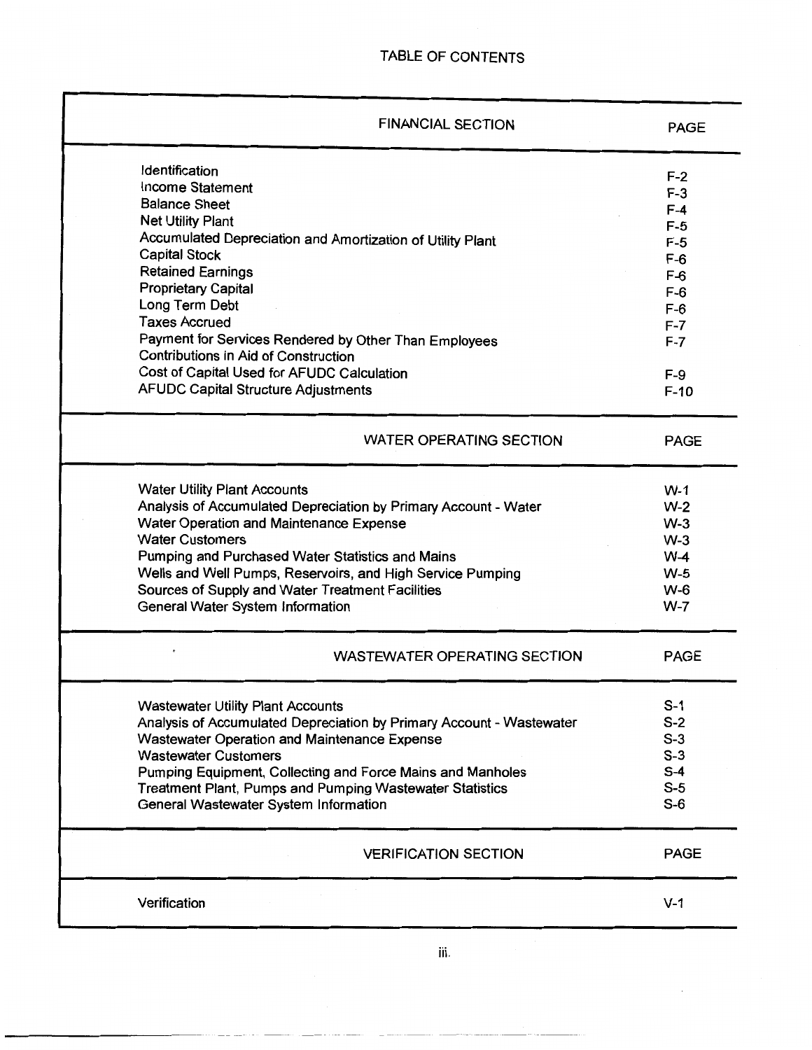# TABLE OF CONTENTS

| FINANCIAL SECTION | PAGE |
|---|---|
| Identification | F-2 |
| Income Statement | F-3 |
| Balance Sheet | F-4 |
| Net Utility Plant | F-5 |
| Accumulated Depreciation and Amortization of Utility Plant | F-5 |
| Capital Stock | F-6 |
| Retained Earnings | F-6 |
| Proprietary Capital | F-6 |
| Long Term Debt | F-6 |
| Taxes Accrued | F-7 |
| Payment for Services Rendered by Other Than Employees | F-7 |
| Contributions in Aid of Construction | |
| Cost of Capital Used for AFUDC Calculation | F-9 |
| AFUDC Capital Structure Adjustments | F-10 |

| WATER OPERATING SECTION | PAGE |
|---|---|
| Water Utility Plant Accounts | W-1 |
| Analysis of Accumulated Depreciation by Primary Account - Water | W-2 |
| Water Operation and Maintenance Expense | W-3 |
| Water Customers | W-3 |
| Pumping and Purchased Water Statistics and Mains | W-4 |
| Wells and Well Pumps, Reservoirs, and High Service Pumping | W-5 |
| Sources of Supply and Water Treatment Facilities | W-6 |
| General Water System Information | W-7 |

| WASTEWATER OPERATING SECTION | PAGE |
|---|---|
| Wastewater Utility Plant Accounts | S-1 |
| Analysis of Accumulated Depreciation by Primary Account - Wastewater | S-2 |
| Wastewater Operation and Maintenance Expense | S-3 |
| Wastewater Customers | S-3 |
| Pumping Equipment, Collecting and Force Mains and Manholes | S-4 |
| Treatment Plant, Pumps and Pumping Wastewater Statistics | S-5 |
| General Wastewater System Information | S-6 |

| VERIFICATION SECTION | PAGE |
|---|---|
| Verification | V-1 |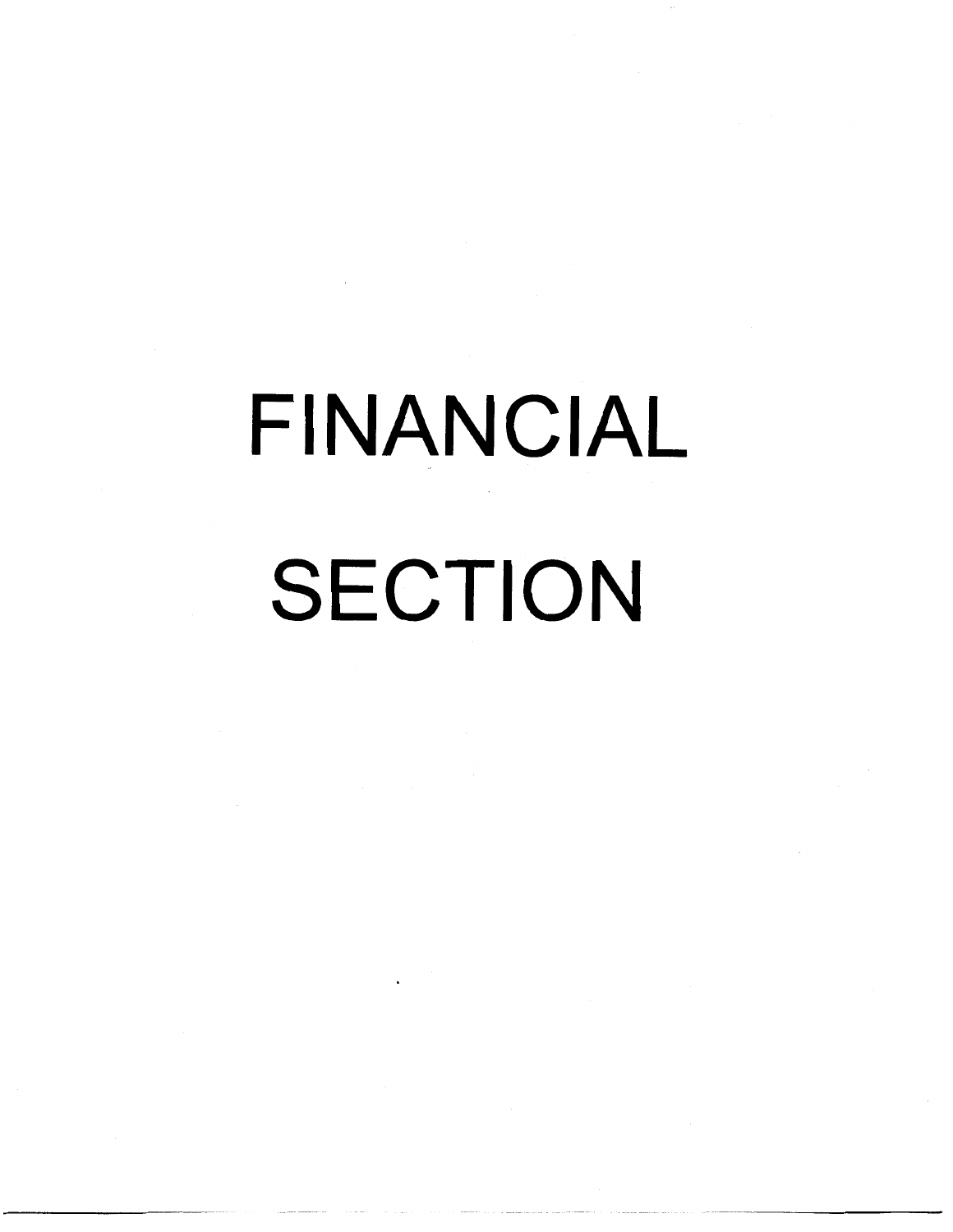# FINANCIAL SECTION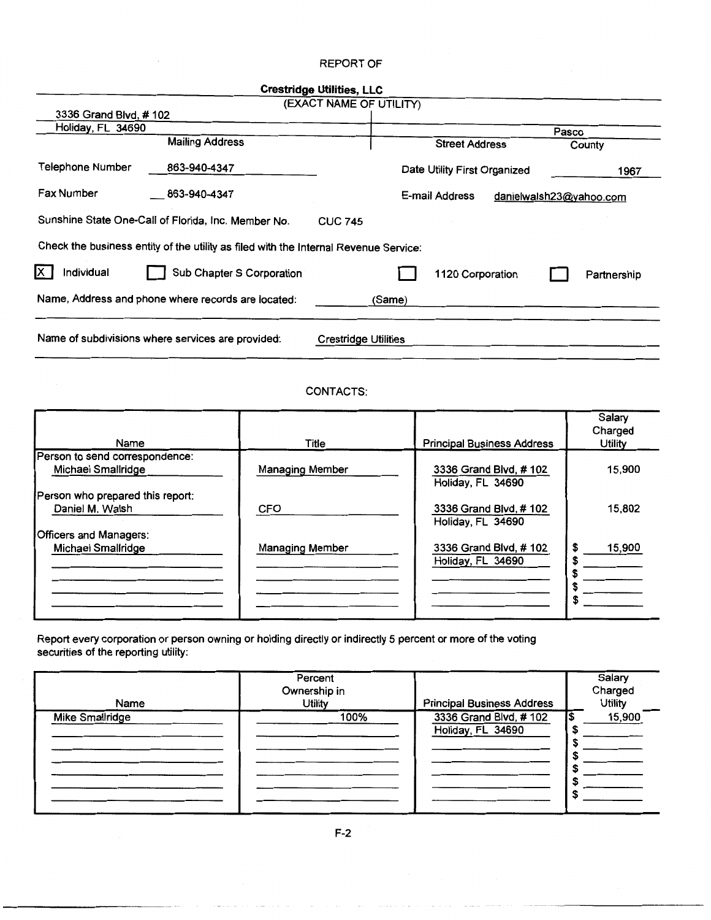REPORT OF

**Crestridge Utilities, LLC**

(EXACT NAME OF UTILITY)

| Mailing Address | Street Address | County |
|---|---|---|
| 3336 Grand Blvd, # 102<br>Holiday, FL 34690 | | Pasco |

Telephone Number: 863-940-4347

Date Utility First Organized: 1967

Fax Number: 863-940-4347

E-mail Address: danielwalsh23@yahoo.com

Sunshine State One-Call of Florida, Inc. Member No. CUC 745

Check the business entity of the utility as filed with the Internal Revenue Service:

[X] Individual  [ ] Sub Chapter S Corporation  [ ] 1120 Corporation  [ ] Partnership

Name, Address and phone where records are located: (Same)

Name of subdivisions where services are provided: Crestridge Utilities

CONTACTS:

| Name | Title | Principal Business Address | Salary Charged Utility |
|---|---|---|---|
| Person to send correspondence: | | | |
| Michael Smallridge | Managing Member | 3336 Grand Blvd, # 102<br>Holiday, FL 34690 | 15,900 |
| Person who prepared this report: | | | |
| Daniel M. Walsh | CFO | 3336 Grand Blvd, # 102<br>Holiday, FL 34690 | 15,802 |
| Officers and Managers: | | | |
| Michael Smallridge | Managing Member | 3336 Grand Blvd, # 102<br>Holiday, FL 34690 | $ 15,900 |
| | | | $ |
| | | | $ |
| | | | $ |
| | | | $ |

Report every corporation or person owning or holding directly or indirectly 5 percent or more of the voting securities of the reporting utility:

| Name | Percent Ownership in Utility | Principal Business Address | Salary Charged Utility |
|---|---|---|---|
| Mike Smallridge | 100% | 3336 Grand Blvd, # 102<br>Holiday, FL 34690 | $ 15,900 |
| | | | $ |
| | | | $ |
| | | | $ |
| | | | $ |
| | | | $ |
| | | | $ |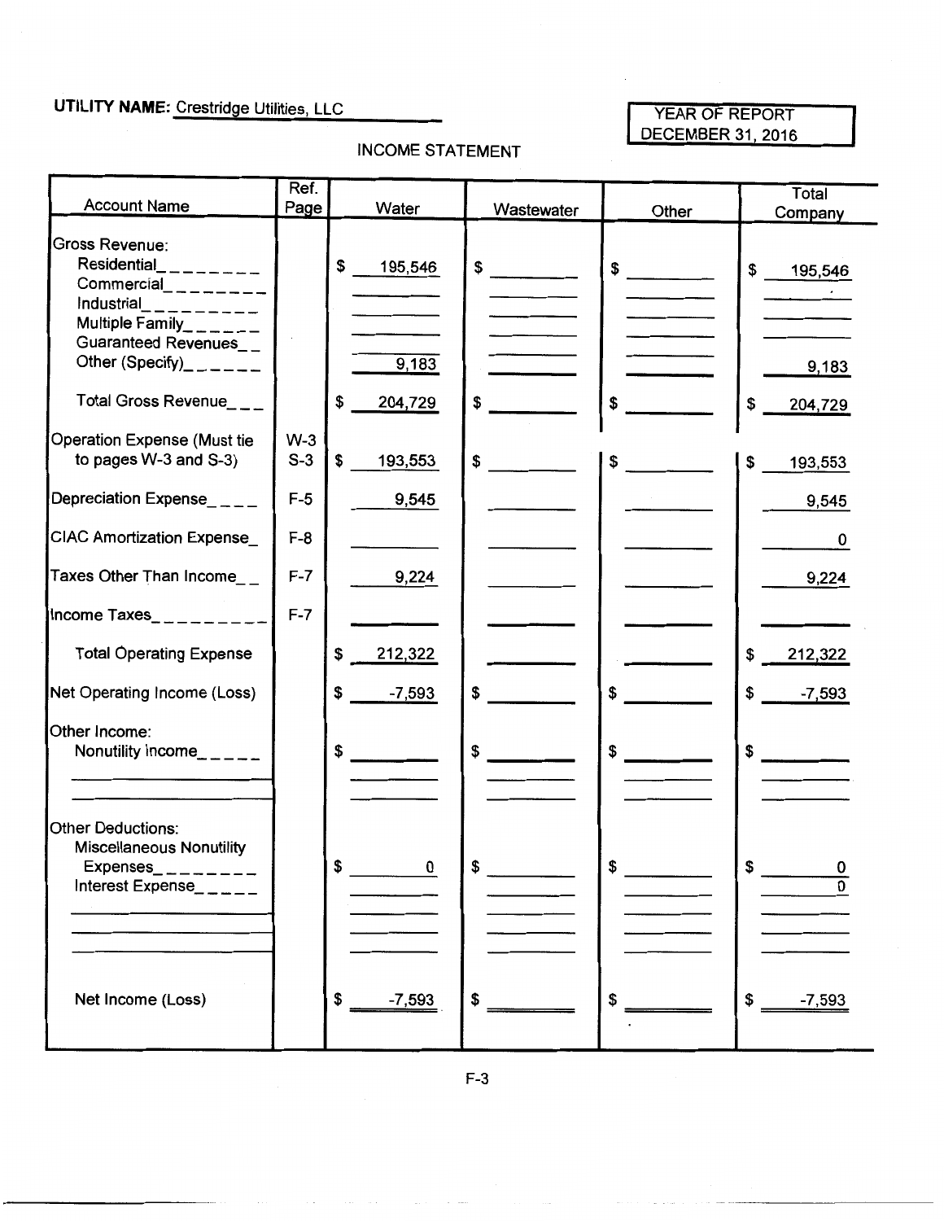**UTILITY NAME:** Crestridge Utilities, LLC

YEAR OF REPORT
DECEMBER 31, 2016

## INCOME STATEMENT

| Account Name | Ref. Page | Water | Wastewater | Other | Total Company |
|---|---|---|---|---|---|
| Gross Revenue: | | | | | |
| Residential | | $ 195,546 | $ | $ | $ 195,546 |
| Commercial | | | | | |
| Industrial | | | | | |
| Multiple Family | | | | | |
| Guaranteed Revenues | | | | | |
| Other (Specify) | | 9,183 | | | 9,183 |
| Total Gross Revenue | | $ 204,729 | $ | $ | $ 204,729 |
| Operation Expense (Must tie to pages W-3 and S-3) | W-3 S-3 | $ 193,553 | $ | $ | $ 193,553 |
| Depreciation Expense | F-5 | 9,545 | | | 9,545 |
| CIAC Amortization Expense | F-8 | | | | 0 |
| Taxes Other Than Income | F-7 | 9,224 | | | 9,224 |
| Income Taxes | F-7 | | | | |
| Total Operating Expense | | $ 212,322 | | | $ 212,322 |
| Net Operating Income (Loss) | | $ -7,593 | $ | $ | $ -7,593 |
| Other Income: | | | | | |
| Nonutility Income | | $ | $ | $ | $ |
| | | | | | |
| Other Deductions: | | | | | |
| Miscellaneous Nonutility Expenses | | $ 0 | $ | $ | $ 0 |
| Interest Expense | | | | | 0 |
| | | | | | |
| Net Income (Loss) | | $ -7,593 | $ | $ | $ -7,593 |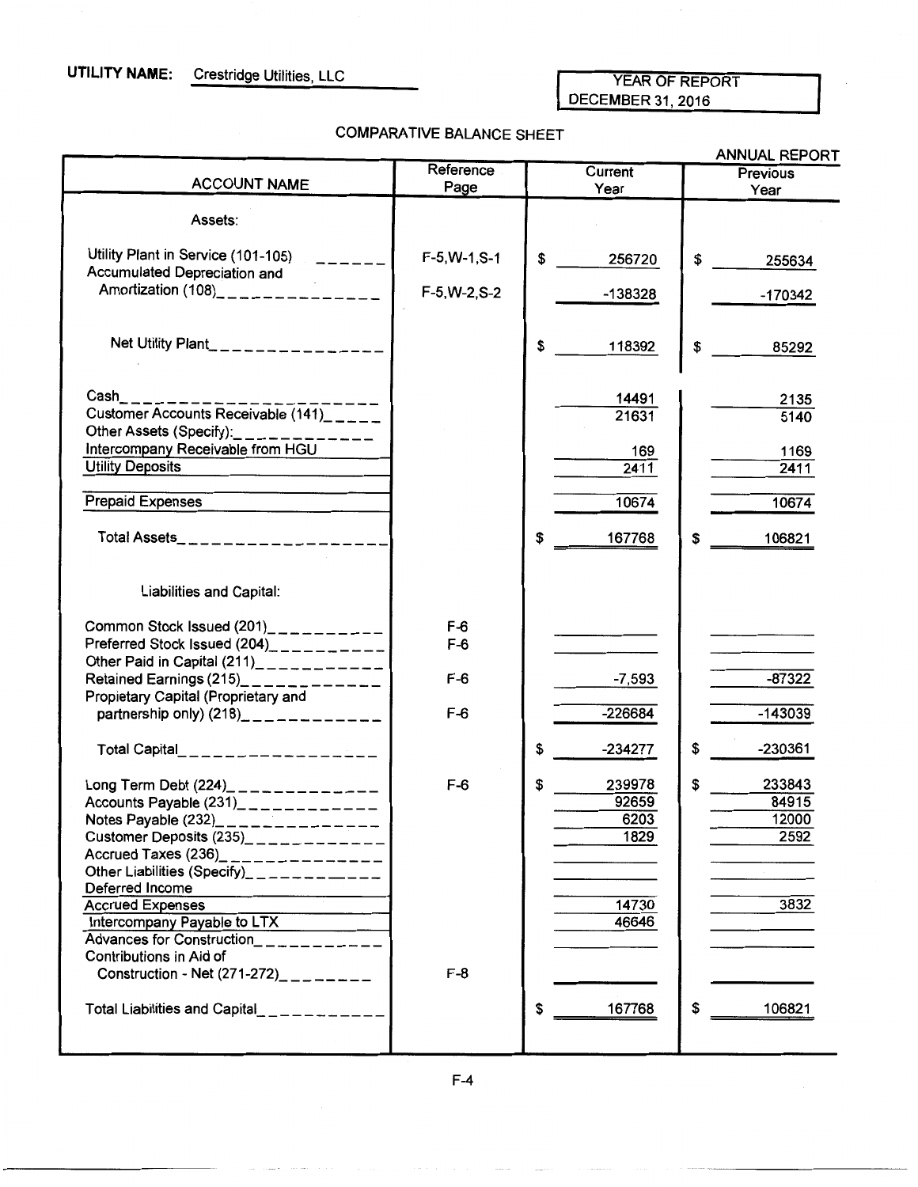**UTILITY NAME:** Crestridge Utilities, LLC

YEAR OF REPORT
DECEMBER 31, 2016

## COMPARATIVE BALANCE SHEET

ANNUAL REPORT

| ACCOUNT NAME | Reference Page | Current Year | Previous Year |
|---|---|---|---|
| Assets: | | | |
| Utility Plant in Service (101-105) | F-5,W-1,S-1 | $ 256720 | $ 255634 |
| Accumulated Depreciation and Amortization (108) | F-5,W-2,S-2 | -138328 | -170342 |
| Net Utility Plant | | $ 118392 | $ 85292 |
| Cash | | 14491 | 2135 |
| Customer Accounts Receivable (141) | | 21631 | 5140 |
| Other Assets (Specify): | | | |
| Intercompany Receivable from HGU | | 169 | 1169 |
| Utility Deposits | | 2411 | 2411 |
| Prepaid Expenses | | 10674 | 10674 |
| Total Assets | | $ 167768 | $ 106821 |
| Liabilities and Capital: | | | |
| Common Stock Issued (201) | F-6 | | |
| Preferred Stock Issued (204) | F-6 | | |
| Other Paid in Capital (211) | | | |
| Retained Earnings (215) | F-6 | -7,593 | -87322 |
| Propietary Capital (Proprietary and partnership only) (218) | F-6 | -226684 | -143039 |
| Total Capital | | $ -234277 | $ -230361 |
| Long Term Debt (224) | F-6 | $ 239978 | $ 233843 |
| Accounts Payable (231) | | 92659 | 84915 |
| Notes Payable (232) | | 6203 | 12000 |
| Customer Deposits (235) | | 1829 | 2592 |
| Accrued Taxes (236) | | | |
| Other Liabilities (Specify) | | | |
| Deferred Income | | | |
| Accrued Expenses | | 14730 | 3832 |
| Intercompany Payable to LTX | | 46646 | |
| Advances for Construction | | | |
| Contributions in Aid of Construction - Net (271-272) | F-8 | | |
| Total Liabilities and Capital | | $ 167768 | $ 106821 |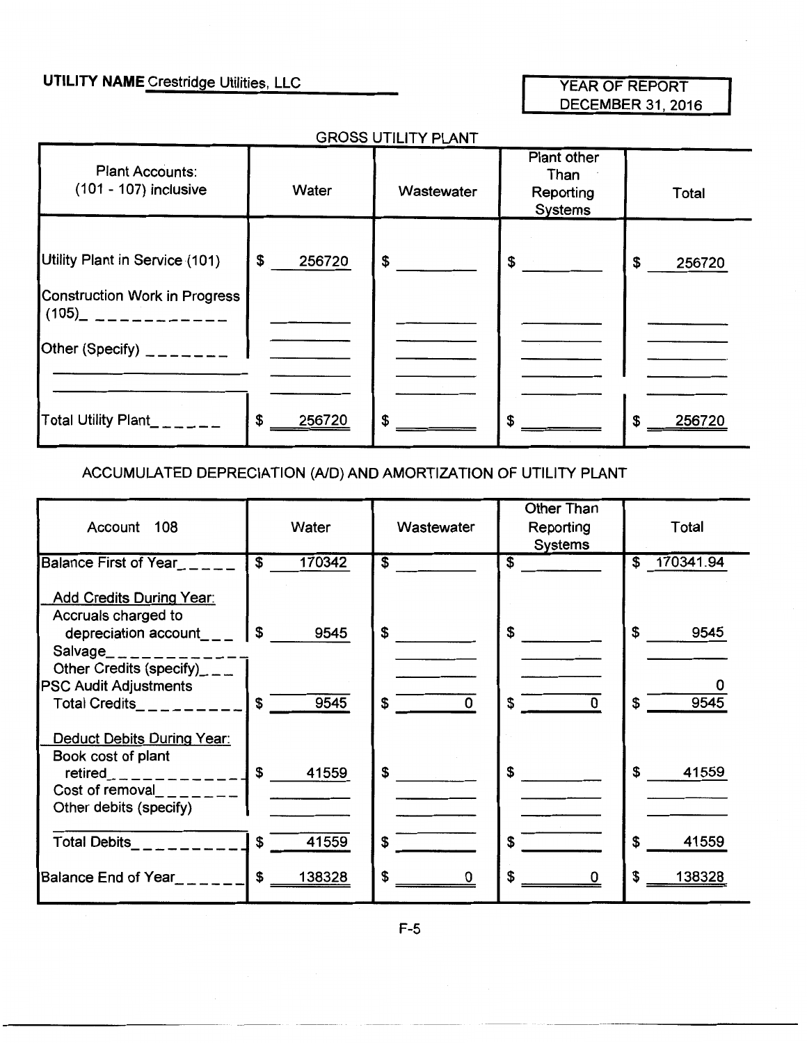**UTILITY NAME** Crestridge Utilities, LLC

YEAR OF REPORT
DECEMBER 31, 2016

## GROSS UTILITY PLANT

| Plant Accounts: (101 - 107) inclusive | Water | Wastewater | Plant other Than Reporting Systems | Total |
|---|---|---|---|---|
| Utility Plant in Service (101) | $ 256720 | $ | $ | $ 256720 |
| Construction Work in Progress (105) | | | | |
| Other (Specify) | | | | |
| | | | | |
| Total Utility Plant | $ 256720 | $ | $ | $ 256720 |

## ACCUMULATED DEPRECIATION (A/D) AND AMORTIZATION OF UTILITY PLANT

| Account 108 | Water | Wastewater | Other Than Reporting Systems | Total |
|---|---|---|---|---|
| Balance First of Year | $ 170342 | $ | $ | $ 170341.94 |
| Add Credits During Year: | | | | |
| Accruals charged to depreciation account | $ 9545 | $ | $ | $ 9545 |
| Salvage | | | | |
| Other Credits (specify) | | | | |
| PSC Audit Adjustments | | | | 0 |
| Total Credits | $ 9545 | $ 0 | $ 0 | $ 9545 |
| Deduct Debits During Year: | | | | |
| Book cost of plant retired | $ 41559 | $ | $ | $ 41559 |
| Cost of removal | | | | |
| Other debits (specify) | | | | |
| | | | | |
| Total Debits | $ 41559 | $ | $ | $ 41559 |
| Balance End of Year | $ 138328 | $ 0 | $ 0 | $ 138328 |

F-5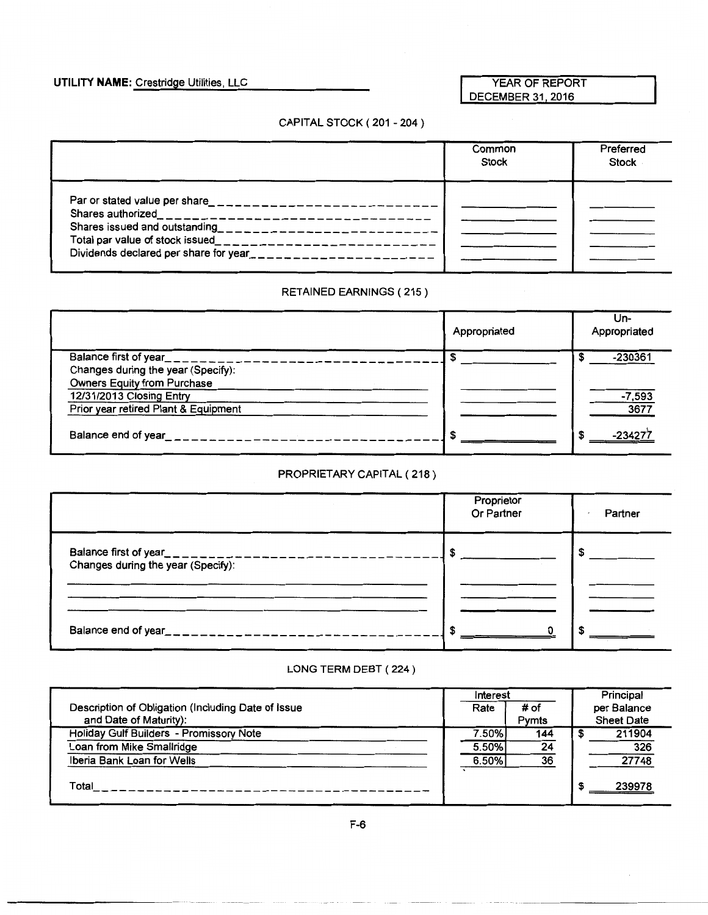**UTILITY NAME:** Crestridge Utilities, LLC

| YEAR OF REPORT |
|---|
| DECEMBER 31, 2016 |

## CAPITAL STOCK ( 201 - 204 )

| | Common Stock | Preferred Stock |
|---|---|---|
| Par or stated value per share | | |
| Shares authorized | | |
| Shares issued and outstanding | | |
| Total par value of stock issued | | |
| Dividends declared per share for year | | |

## RETAINED EARNINGS ( 215 )

| | Appropriated | Un-Appropriated |
|---|---|---|
| Balance first of year | $ | $ -230361 |
| Changes during the year (Specify): | | |
| Owners Equity from Purchase | | |
| 12/31/2013 Closing Entry | | -7,593 |
| Prior year retired Plant & Equipment | | 3677 |
| Balance end of year | $ | $ -234277 |

## PROPRIETARY CAPITAL ( 218 )

| | Proprietor Or Partner | Partner |
|---|---|---|
| Balance first of year | $ | $ |
| Changes during the year (Specify): | | |
| | | |
| | | |
| | | |
| Balance end of year | $ 0 | $ |

## LONG TERM DEBT ( 224 )

| Description of Obligation (Including Date of Issue and Date of Maturity): | Interest Rate | Interest # of Pymts | Principal per Balance Sheet Date |
|---|---|---|---|
| Holiday Gulf Builders - Promissory Note | 7.50% | 144 | $ 211904 |
| Loan from Mike Smallridge | 5.50% | 24 | 326 |
| Iberia Bank Loan for Wells | 6.50% | 36 | 27748 |
| Total | | | $ 239978 |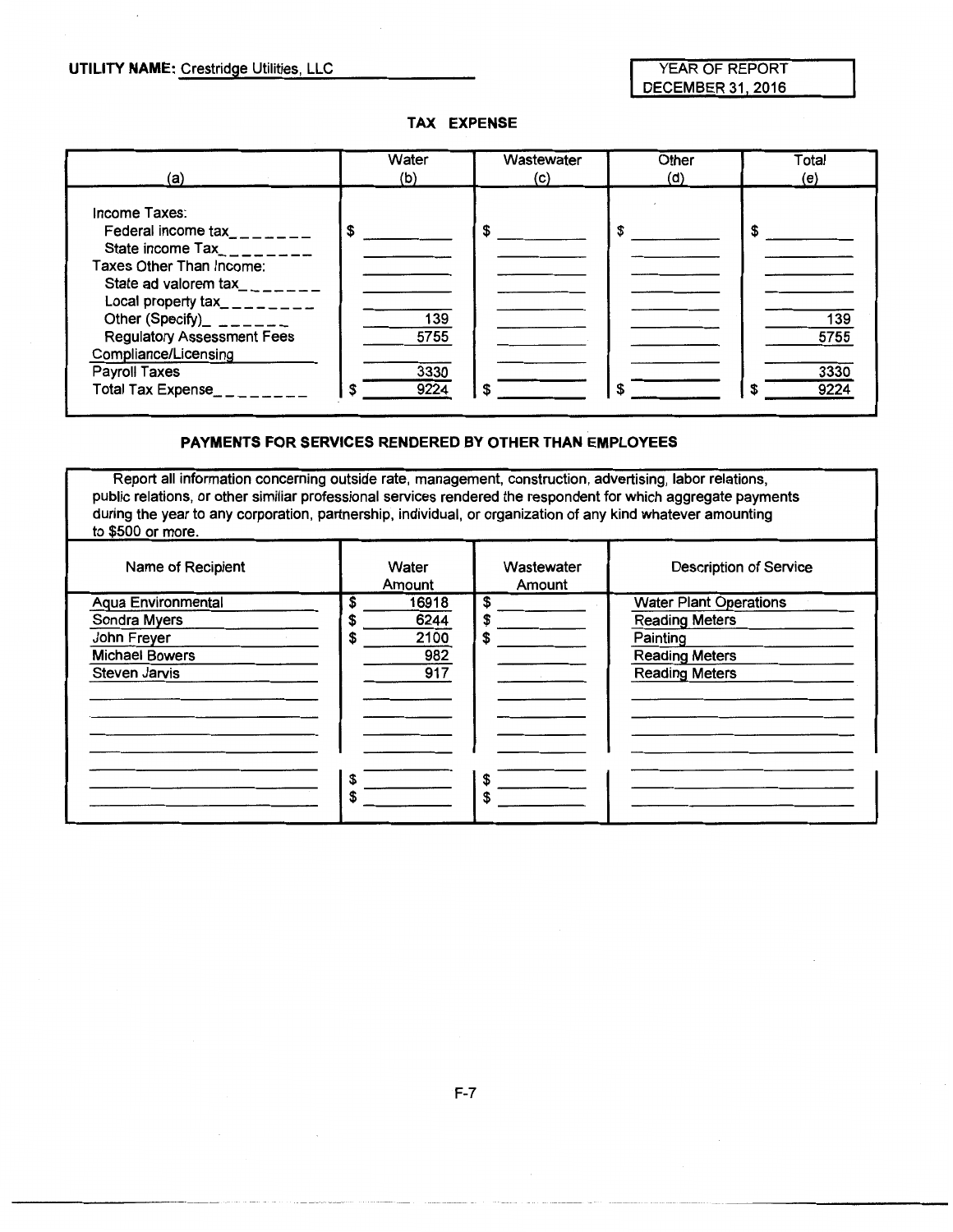**UTILITY NAME:** Crestridge Utilities, LLC

| YEAR OF REPORT |
| --- |
| DECEMBER 31, 2016 |

## TAX EXPENSE

| (a) | Water (b) | Wastewater (c) | Other (d) | Total (e) |
| --- | --- | --- | --- | --- |
| Income Taxes: | | | | |
| Federal income tax | $ | $ | $ | $ |
| State income Tax | | | | |
| Taxes Other Than Income: | | | | |
| State ad valorem tax | | | | |
| Local property tax | | | | |
| Other (Specify) | 139 | | | 139 |
| Regulatory Assessment Fees | 5755 | | | 5755 |
| Compliance/Licensing | | | | |
| Payroll Taxes | 3330 | | | 3330 |
| Total Tax Expense | $ 9224 | $ | $ | $ 9224 |

## PAYMENTS FOR SERVICES RENDERED BY OTHER THAN EMPLOYEES

Report all information concerning outside rate, management, construction, advertising, labor relations, public relations, or other similiar professional services rendered the respondent for which aggregate payments during the year to any corporation, partnership, individual, or organization of any kind whatever amounting to $500 or more.

| Name of Recipient | Water Amount | Wastewater Amount | Description of Service |
| --- | --- | --- | --- |
| Aqua Environmental | $ 16918 | $ | Water Plant Operations |
| Sondra Myers | $ 6244 | $ | Reading Meters |
| John Freyer | $ 2100 | $ | Painting |
| Michael Bowers | 982 | | Reading Meters |
| Steven Jarvis | 917 | | Reading Meters |
| | | | |
| | | | |
| | | | |
| | $ | $ | |
| | $ | $ | |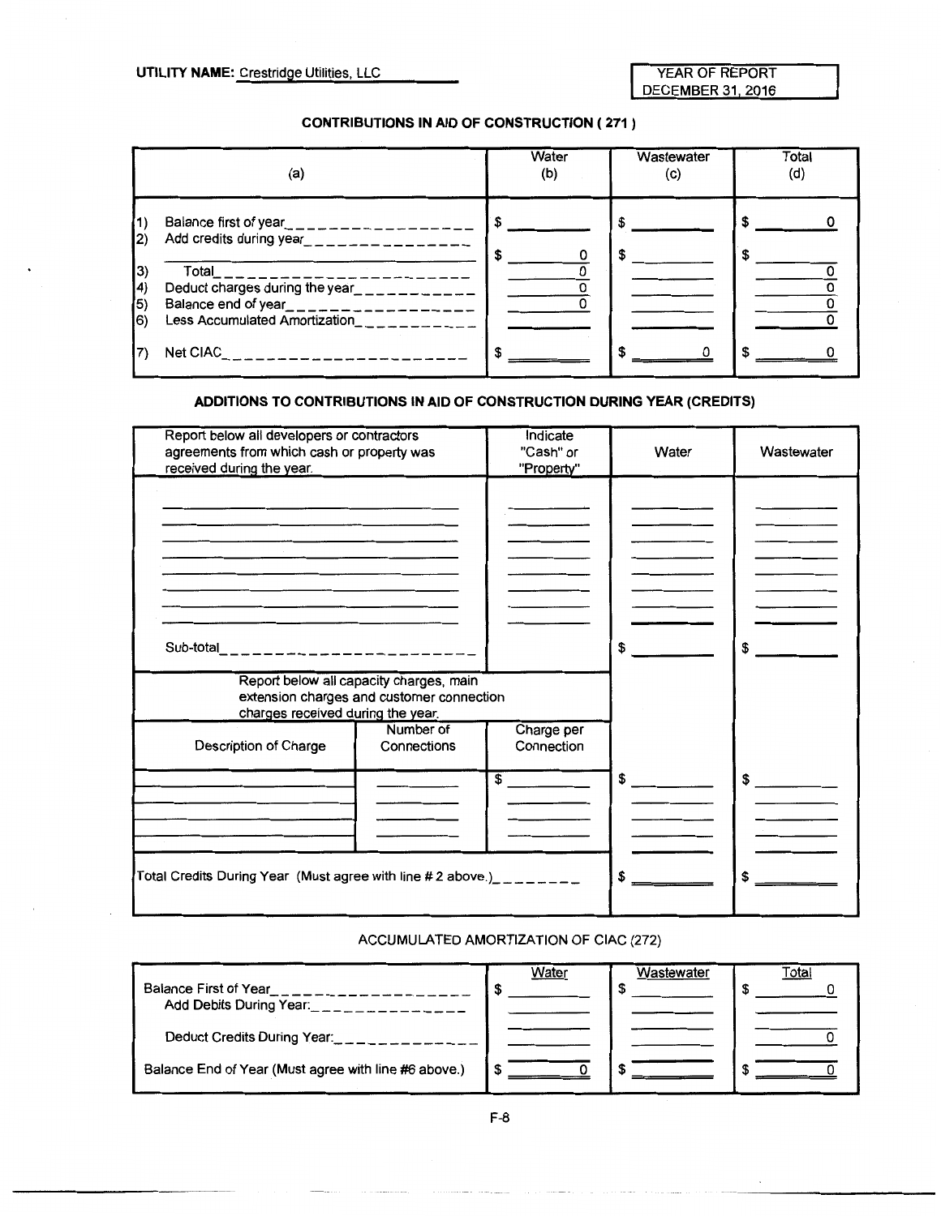**UTILITY NAME:** Crestridge Utilities, LLC

YEAR OF REPORT
DECEMBER 31, 2016

## CONTRIBUTIONS IN AID OF CONSTRUCTION ( 271 )

| | (a) | Water (b) | Wastewater (c) | Total (d) |
|---|---|---|---|---|
| 1) | Balance first of year | $ | $ | $ 0 |
| 2) | Add credits during year | $ 0 | $ | $ |
| 3) | Total | 0 | | 0 |
| 4) | Deduct charges during the year | 0 | | 0 |
| 5) | Balance end of year | 0 | | 0 |
| 6) | Less Accumulated Amortization | | | 0 |
| 7) | Net CIAC | $ | $ 0 | $ 0 |

## ADDITIONS TO CONTRIBUTIONS IN AID OF CONSTRUCTION DURING YEAR (CREDITS)

| Report below all developers or contractors agreements from which cash or property was received during the year. | | Indicate "Cash" or "Property" | Water | Wastewater |
|---|---|---|---|---|
| | | | | |
| | | | | |
| | | | | |
| | | | | |
| | | | | |
| Sub-total | | | $ | $ |
| Report below all capacity charges, main extension charges and customer connection charges received during the year. | | | | |
| Description of Charge | Number of Connections | Charge per Connection | | |
| | | $ | $ | $ |
| | | | | |
| | | | | |
| Total Credits During Year (Must agree with line # 2 above.) | | | $ | $ |

## ACCUMULATED AMORTIZATION OF CIAC (272)

| | Water | Wastewater | Total |
|---|---|---|---|
| Balance First of Year | $ | $ | $ 0 |
| Add Debits During Year: | | | |
| Deduct Credits During Year: | | | 0 |
| Balance End of Year (Must agree with line #6 above.) | $ 0 | $ | $ 0 |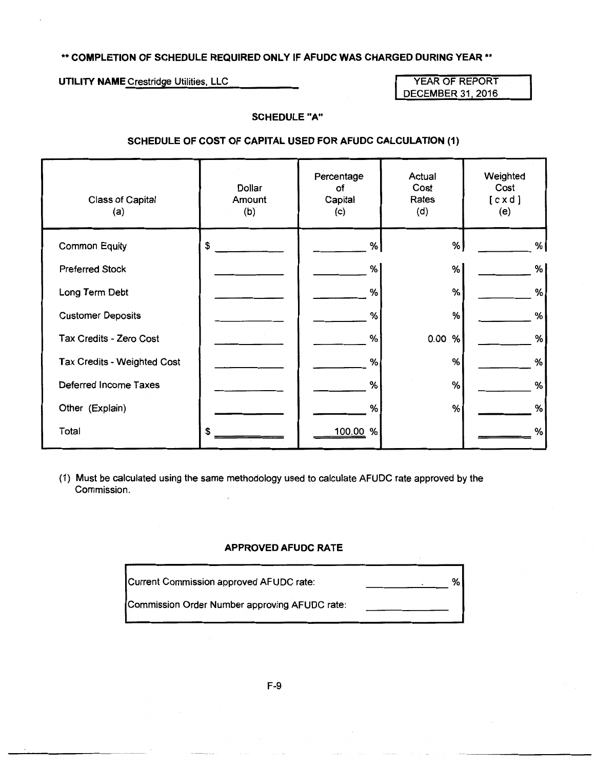**\*\* COMPLETION OF SCHEDULE REQUIRED ONLY IF AFUDC WAS CHARGED DURING YEAR \*\***

**UTILITY NAME** Crestridge Utilities, LLC

| YEAR OF REPORT |
|---|
| DECEMBER 31, 2016 |

## SCHEDULE "A"

### SCHEDULE OF COST OF CAPITAL USED FOR AFUDC CALCULATION (1)

| Class of Capital (a) | Dollar Amount (b) | Percentage of Capital (c) | Actual Cost Rates (d) | Weighted Cost [ c x d ] (e) |
|---|---|---|---|---|
| Common Equity | $ | % | % | % |
| Preferred Stock | | % | % | % |
| Long Term Debt | | % | % | % |
| Customer Deposits | | % | % | % |
| Tax Credits - Zero Cost | | % | 0.00 % | % |
| Tax Credits - Weighted Cost | | % | % | % |
| Deferred Income Taxes | | % | % | % |
| Other (Explain) | | % | % | % |
| Total | $ | 100.00 % | | % |

(1) Must be calculated using the same methodology used to calculate AFUDC rate approved by the Commission.

### APPROVED AFUDC RATE

| | |
|---|---|
| Current Commission approved AFUDC rate: | % |
| Commission Order Number approving AFUDC rate: | |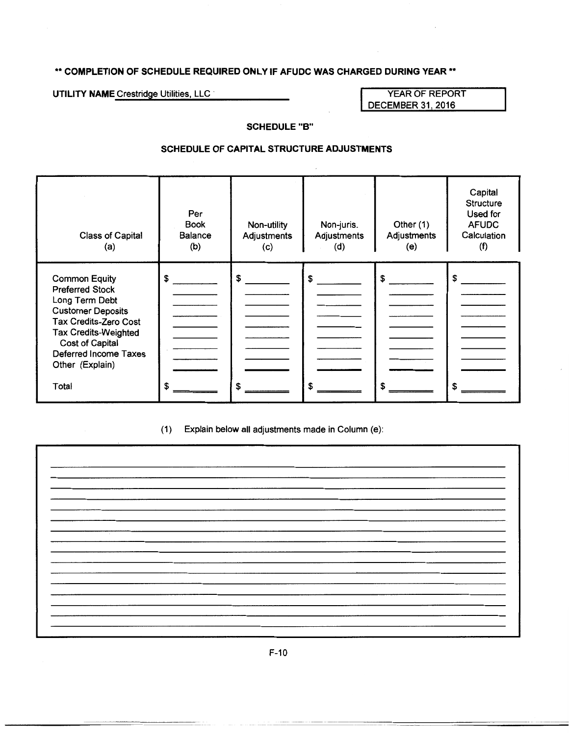**\*\* COMPLETION OF SCHEDULE REQUIRED ONLY IF AFUDC WAS CHARGED DURING YEAR \*\***

**UTILITY NAME** Crestridge Utilities, LLC

YEAR OF REPORT
DECEMBER 31, 2016

## SCHEDULE "B"

## SCHEDULE OF CAPITAL STRUCTURE ADJUSTMENTS

| Class of Capital (a) | Per Book Balance (b) | Non-utility Adjustments (c) | Non-juris. Adjustments (d) | Other (1) Adjustments (e) | Capital Structure Used for AFUDC Calculation (f) |
|---|---|---|---|---|---|
| Common Equity | $ | $ | $ | $ | $ |
| Preferred Stock | | | | | |
| Long Term Debt | | | | | |
| Customer Deposits | | | | | |
| Tax Credits-Zero Cost | | | | | |
| Tax Credits-Weighted Cost of Capital | | | | | |
| Deferred Income Taxes | | | | | |
| Other (Explain) | | | | | |
| Total | $ | $ | $ | $ | $ |

(1) Explain below all adjustments made in Column (e):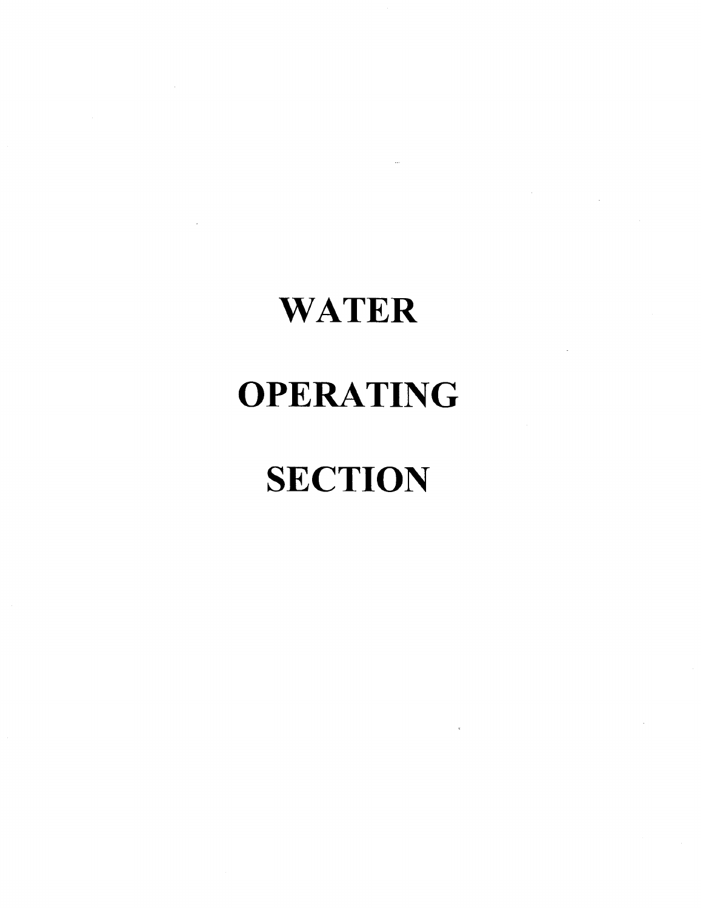# WATER

# OPERATING

# SECTION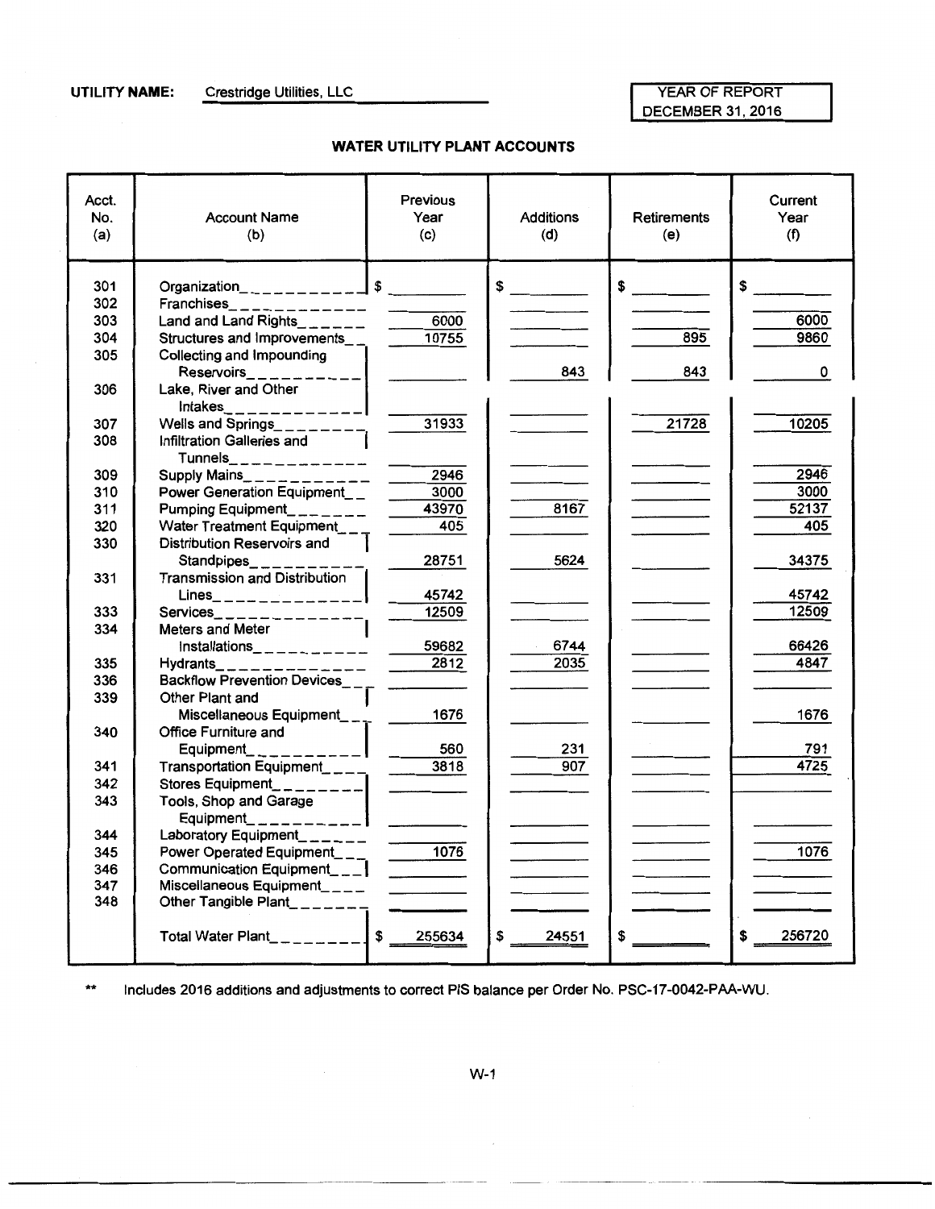**UTILITY NAME:** Crestridge Utilities, LLC

YEAR OF REPORT
DECEMBER 31, 2016

### WATER UTILITY PLANT ACCOUNTS

| Acct. No. (a) | Account Name (b) | Previous Year (c) | Additions (d) | Retirements (e) | Current Year (f) |
|---|---|---|---|---|---|
| 301 | Organization | $ | $ | $ | $ |
| 302 | Franchises | | | | |
| 303 | Land and Land Rights | 6000 | | | 6000 |
| 304 | Structures and Improvements | 10755 | | 895 | 9860 |
| 305 | Collecting and Impounding Reservoirs | | 843 | 843 | 0 |
| 306 | Lake, River and Other Intakes | | | | |
| 307 | Wells and Springs | 31933 | | 21728 | 10205 |
| 308 | Infiltration Galleries and Tunnels | | | | |
| 309 | Supply Mains | 2946 | | | 2946 |
| 310 | Power Generation Equipment | 3000 | | | 3000 |
| 311 | Pumping Equipment | 43970 | 8167 | | 52137 |
| 320 | Water Treatment Equipment | 405 | | | 405 |
| 330 | Distribution Reservoirs and Standpipes | 28751 | 5624 | | 34375 |
| 331 | Transmission and Distribution Lines | 45742 | | | 45742 |
| 333 | Services | 12509 | | | 12509 |
| 334 | Meters and Meter Installations | 59682 | 6744 | | 66426 |
| 335 | Hydrants | 2812 | 2035 | | 4847 |
| 336 | Backflow Prevention Devices | | | | |
| 339 | Other Plant and Miscellaneous Equipment | 1676 | | | 1676 |
| 340 | Office Furniture and Equipment | 560 | 231 | | 791 |
| 341 | Transportation Equipment | 3818 | 907 | | 4725 |
| 342 | Stores Equipment | | | | |
| 343 | Tools, Shop and Garage Equipment | | | | |
| 344 | Laboratory Equipment | | | | |
| 345 | Power Operated Equipment | 1076 | | | 1076 |
| 346 | Communication Equipment | | | | |
| 347 | Miscellaneous Equipment | | | | |
| 348 | Other Tangible Plant | | | | |
| | Total Water Plant | $ 255634 | $ 24551 | $ | $ 256720 |

** Includes 2016 additions and adjustments to correct PIS balance per Order No. PSC-17-0042-PAA-WU.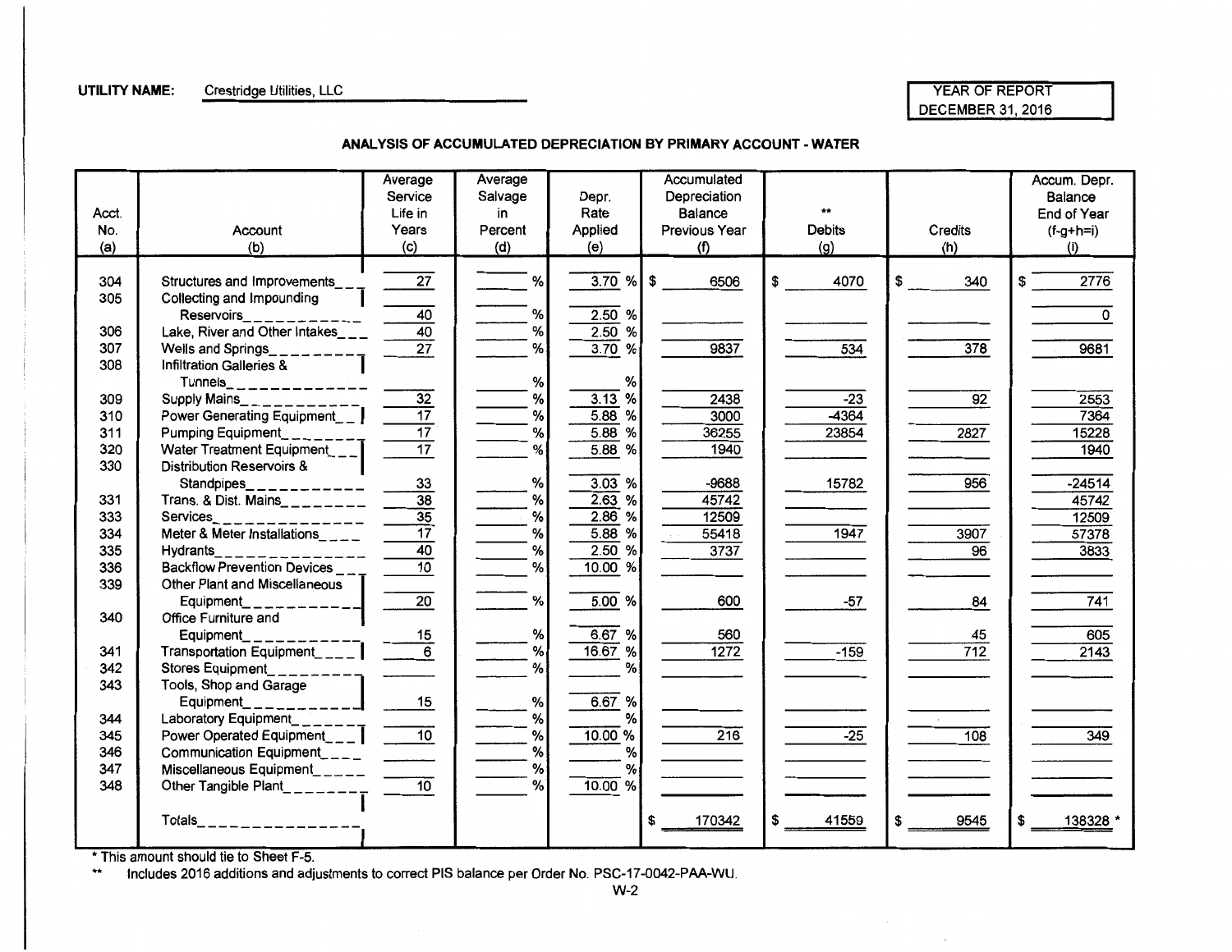**UTILITY NAME:** Crestridge Utilities, LLC

| YEAR OF REPORT |
|---|
| DECEMBER 31, 2016 |

## ANALYSIS OF ACCUMULATED DEPRECIATION BY PRIMARY ACCOUNT - WATER

| Acct. No. (a) | Account (b) | Average Service Life in Years (c) | Average Salvage in Percent (d) | Depr. Rate Applied (e) | Accumulated Depreciation Balance Previous Year (f) | ** Debits (g) | Credits (h) | Accum. Depr. Balance End of Year (f-g+h=i) (i) |
|---|---|---|---|---|---|---|---|---|
| 304 | Structures and Improvements | 27 | % | 3.70 % | $ 6506 | $ 4070 | $ 340 | $ 2776 |
| 305 | Collecting and Impounding Reservoirs | 40 | % | 2.50 % | | | | 0 |
| 306 | Lake, River and Other Intakes | 40 | % | 2.50 % | | | | |
| 307 | Wells and Springs | 27 | % | 3.70 % | 9837 | 534 | 378 | 9681 |
| 308 | Infiltration Galleries & Tunnels | | % | % | | | | |
| 309 | Supply Mains | 32 | % | 3.13 % | 2438 | -23 | 92 | 2553 |
| 310 | Power Generating Equipment | 17 | % | 5.88 % | 3000 | -4364 | | 7364 |
| 311 | Pumping Equipment | 17 | % | 5.88 % | 36255 | 23854 | 2827 | 15228 |
| 320 | Water Treatment Equipment | 17 | % | 5.88 % | 1940 | | | 1940 |
| 330 | Distribution Reservoirs & Standpipes | 33 | % | 3.03 % | -9688 | 15782 | 956 | -24514 |
| 331 | Trans. & Dist. Mains | 38 | % | 2.63 % | 45742 | | | 45742 |
| 333 | Services | 35 | % | 2.86 % | 12509 | | | 12509 |
| 334 | Meter & Meter Installations | 17 | % | 5.88 % | 55418 | 1947 | 3907 | 57378 |
| 335 | Hydrants | 40 | % | 2.50 % | 3737 | | 96 | 3833 |
| 336 | Backflow Prevention Devices | 10 | % | 10.00 % | | | | |
| 339 | Other Plant and Miscellaneous Equipment | 20 | % | 5.00 % | 600 | -57 | 84 | 741 |
| 340 | Office Furniture and Equipment | 15 | % | 6.67 % | 560 | | 45 | 605 |
| 341 | Transportation Equipment | 6 | % | 16.67 % | 1272 | -159 | 712 | 2143 |
| 342 | Stores Equipment | | % | % | | | | |
| 343 | Tools, Shop and Garage Equipment | 15 | % | 6.67 % | | | | |
| 344 | Laboratory Equipment | | % | % | | | | |
| 345 | Power Operated Equipment | 10 | % | 10.00 % | 216 | -25 | 108 | 349 |
| 346 | Communication Equipment | | % | % | | | | |
| 347 | Miscellaneous Equipment | | % | % | | | | |
| 348 | Other Tangible Plant | 10 | % | 10.00 % | | | | |
| | Totals | | | | $ 170342 | $ 41559 | $ 9545 | $ 138328 * |

\* This amount should tie to Sheet F-5.

\*\* Includes 2016 additions and adjustments to correct PIS balance per Order No. PSC-17-0042-PAA-WU.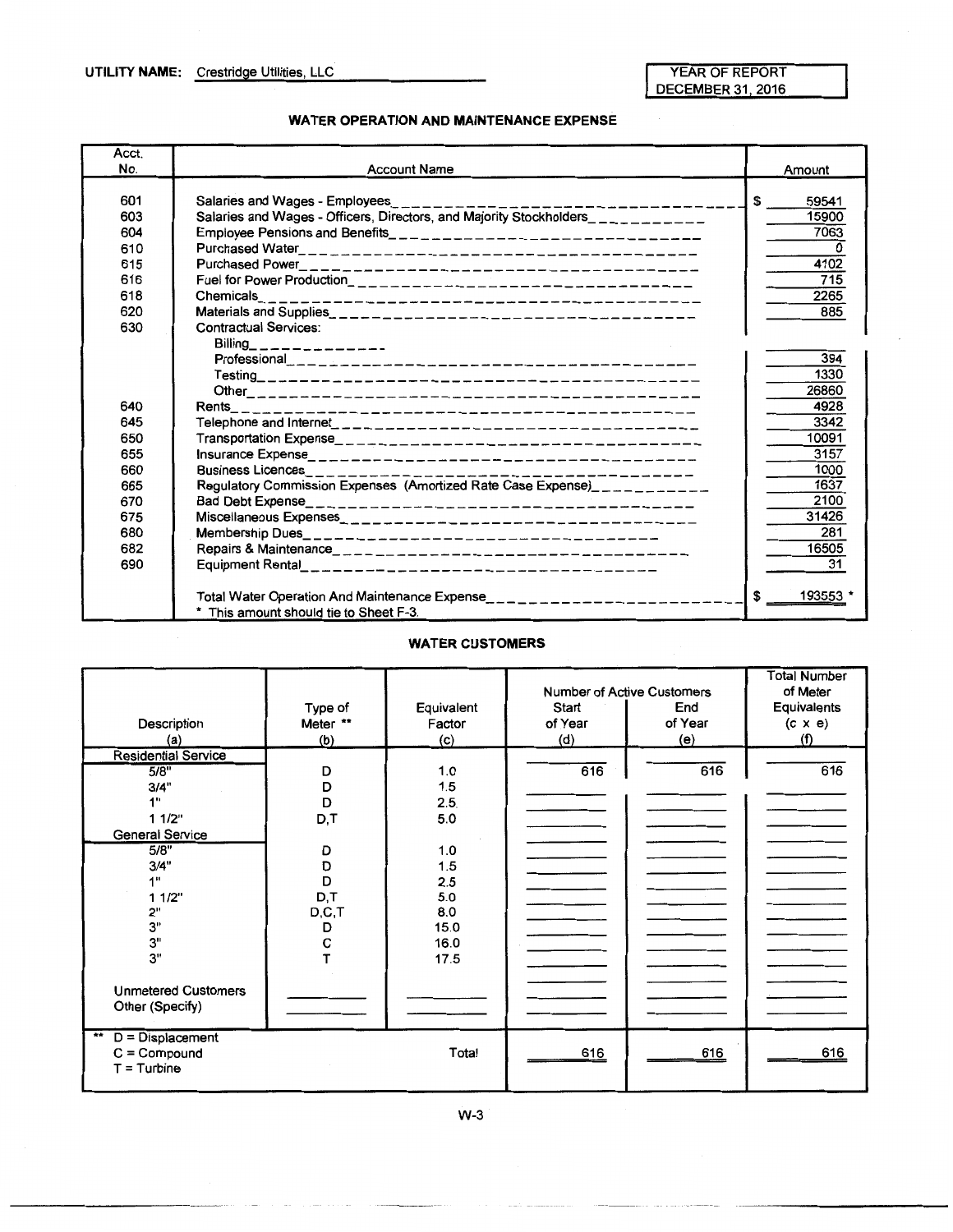**UTILITY NAME:** Crestridge Utilities, LLC

YEAR OF REPORT
DECEMBER 31, 2016

## WATER OPERATION AND MAINTENANCE EXPENSE

| Acct. No. | Account Name | Amount |
|---|---|---|
| 601 | Salaries and Wages - Employees | $ 59541 |
| 603 | Salaries and Wages - Officers, Directors, and Majority Stockholders | 15900 |
| 604 | Employee Pensions and Benefits | 7063 |
| 610 | Purchased Water | 0 |
| 615 | Purchased Power | 4102 |
| 616 | Fuel for Power Production | 715 |
| 618 | Chemicals | 2265 |
| 620 | Materials and Supplies | 885 |
| 630 | Contractual Services: | |
| | Billing | |
| | Professional | 394 |
| | Testing | 1330 |
| | Other | 26860 |
| 640 | Rents | 4928 |
| 645 | Telephone and Internet | 3342 |
| 650 | Transportation Expense | 10091 |
| 655 | Insurance Expense | 3157 |
| 660 | Business Licences | 1000 |
| 665 | Regulatory Commission Expenses (Amortized Rate Case Expense) | 1637 |
| 670 | Bad Debt Expense | 2100 |
| 675 | Miscellaneous Expenses | 31426 |
| 680 | Membership Dues | 281 |
| 682 | Repairs & Maintenance | 16505 |
| 690 | Equipment Rental | 31 |
| | Total Water Operation And Maintenance Expense | $ 193553 * |
| | * This amount should tie to Sheet F-3. | |

## WATER CUSTOMERS

| Description (a) | Type of Meter ** (b) | Equivalent Factor (c) | Number of Active Customers Start of Year (d) | End of Year (e) | Total Number of Meter Equivalents (c x e) (f) |
|---|---|---|---|---|---|
| **Residential Service** | | | | | |
| 5/8" | D | 1.0 | 616 | 616 | 616 |
| 3/4" | D | 1.5 | | | |
| 1" | D | 2.5 | | | |
| 1 1/2" | D,T | 5.0 | | | |
| **General Service** | | | | | |
| 5/8" | D | 1.0 | | | |
| 3/4" | D | 1.5 | | | |
| 1" | D | 2.5 | | | |
| 1 1/2" | D,T | 5.0 | | | |
| 2" | D,C,T | 8.0 | | | |
| 3" | D | 15.0 | | | |
| 3" | C | 16.0 | | | |
| 3" | T | 17.5 | | | |
| Unmetered Customers | | | | | |
| Other (Specify) | | | | | |
| ** D = Displacement<br>C = Compound<br>T = Turbine | | Total | 616 | 616 | 616 |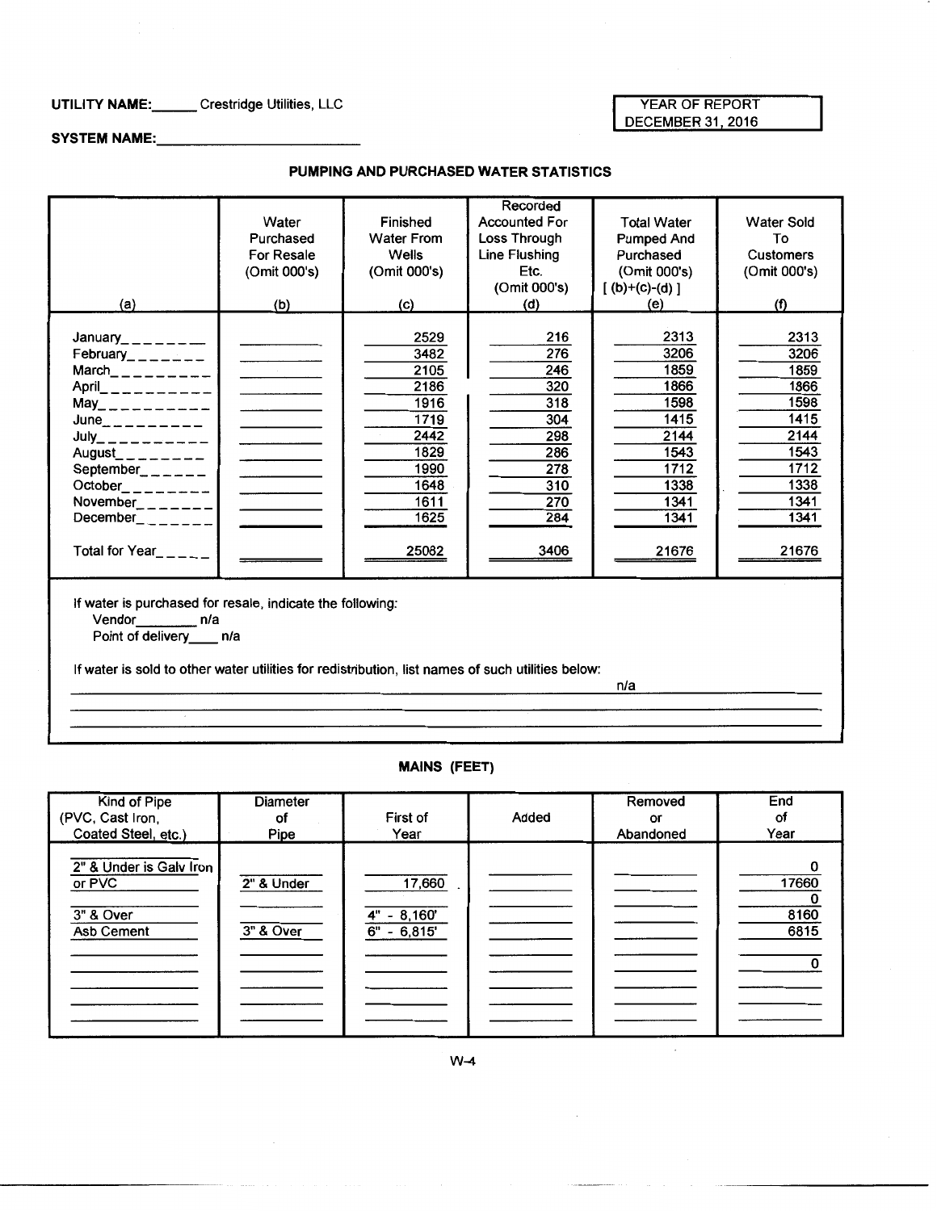**UTILITY NAME:** Crestridge Utilities, LLC

**SYSTEM NAME:**

| YEAR OF REPORT |
|---|
| DECEMBER 31, 2016 |

## PUMPING AND PURCHASED WATER STATISTICS

| (a) | Water Purchased For Resale (Omit 000's) (b) | Finished Water From Wells (Omit 000's) (c) | Recorded Accounted For Loss Through Line Flushing Etc. (Omit 000's) (d) | Total Water Pumped And Purchased (Omit 000's) [ (b)+(c)-(d) ] (e) | Water Sold To Customers (Omit 000's) (f) |
|---|---|---|---|---|---|
| January | | 2529 | 216 | 2313 | 2313 |
| February | | 3482 | 276 | 3206 | 3206 |
| March | | 2105 | 246 | 1859 | 1859 |
| April | | 2186 | 320 | 1866 | 1866 |
| May | | 1916 | 318 | 1598 | 1598 |
| June | | 1719 | 304 | 1415 | 1415 |
| July | | 2442 | 298 | 2144 | 2144 |
| August | | 1829 | 286 | 1543 | 1543 |
| September | | 1990 | 278 | 1712 | 1712 |
| October | | 1648 | 310 | 1338 | 1338 |
| November | | 1611 | 270 | 1341 | 1341 |
| December | | 1625 | 284 | 1341 | 1341 |
| Total for Year | | 25082 | 3406 | 21676 | 21676 |

If water is purchased for resale, indicate the following:

Vendor n/a

Point of delivery n/a

If water is sold to other water utilities for redistribution, list names of such utilities below:

n/a

## MAINS (FEET)

| Kind of Pipe (PVC, Cast Iron, Coated Steel, etc.) | Diameter of Pipe | First of Year | Added | Removed or Abandoned | End of Year |
|---|---|---|---|---|---|
| 2" & Under is Galv Iron | | | | | 0 |
| or PVC | 2" & Under | 17,660 | | | 17660 |
| | | | | | 0 |
| 3" & Over | | 4" - 8,160' | | | 8160 |
| Asb Cement | 3" & Over | 6" - 6,815' | | | 6815 |
| | | | | | |
| | | | | | 0 |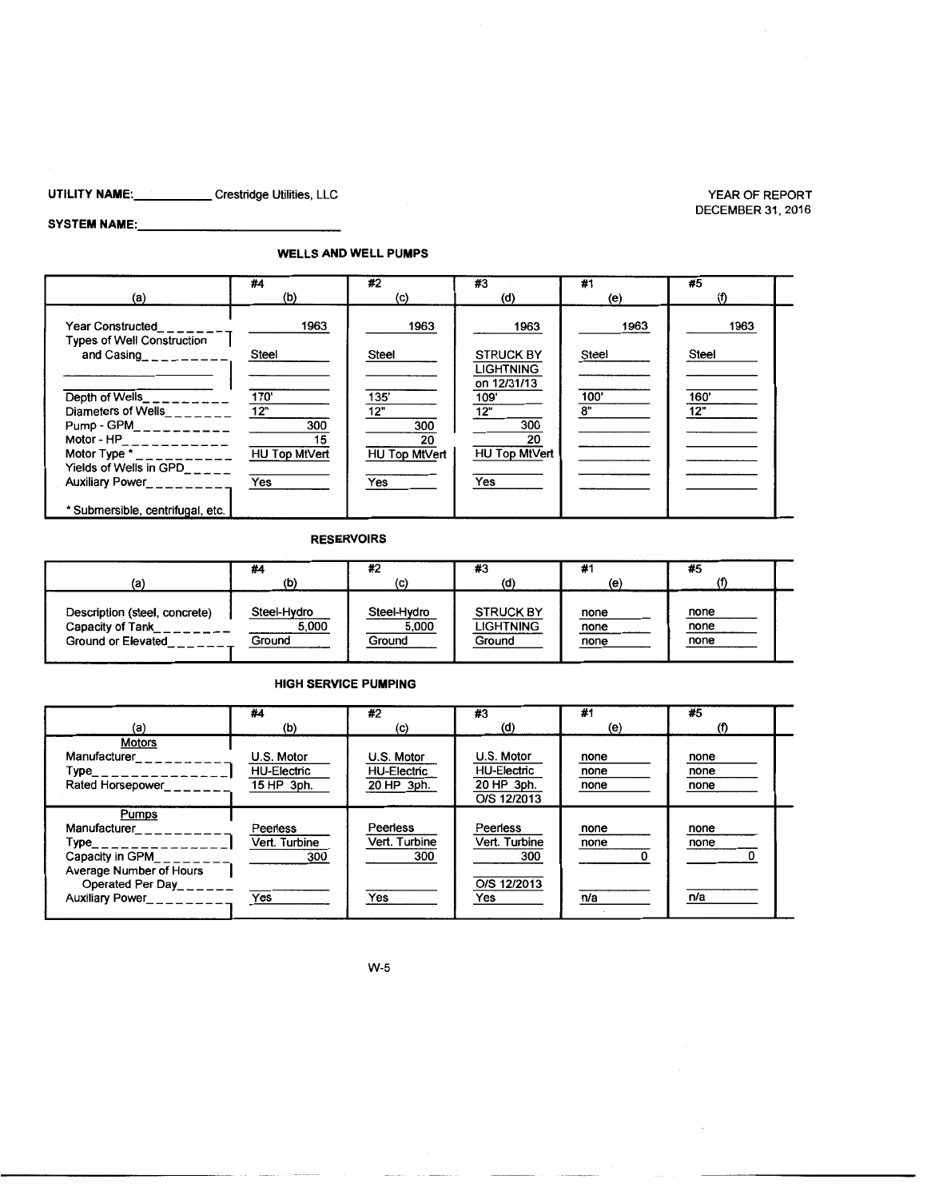**UTILITY NAME:** Crestridge Utilities, LLC

YEAR OF REPORT
DECEMBER 31, 2016

**SYSTEM NAME:**

## WELLS AND WELL PUMPS

| (a) | #4 (b) | #2 (c) | #3 (d) | #1 (e) | #5 (f) |
|---|---|---|---|---|---|
| Year Constructed | 1963 | 1963 | 1963 | 1963 | 1963 |
| Types of Well Construction and Casing | Steel | Steel | STRUCK BY LIGHTNING on 12/31/13 | Steel | Steel |
| Depth of Wells | 170' | 135' | 109' | 100' | 160' |
| Diameters of Wells | 12" | 12" | 12" | 8" | 12" |
| Pump - GPM | 300 | 300 | 300 | | |
| Motor - HP | 15 | 20 | 20 | | |
| Motor Type * | HU Top MtVert | HU Top MtVert | HU Top MtVert | | |
| Yields of Wells in GPD | | | | | |
| Auxiliary Power | Yes | Yes | Yes | | |
| * Submersible, centrifugal, etc. | | | | | |

## RESERVOIRS

| (a) | #4 (b) | #2 (c) | #3 (d) | #1 (e) | #5 (f) |
|---|---|---|---|---|---|
| Description (steel, concrete) | Steel-Hydro | Steel-Hydro | STRUCK BY | none | none |
| Capacity of Tank | 5,000 | 5,000 | LIGHTNING | none | none |
| Ground or Elevated | Ground | Ground | Ground | none | none |

## HIGH SERVICE PUMPING

| (a) | #4 (b) | #2 (c) | #3 (d) | #1 (e) | #5 (f) |
|---|---|---|---|---|---|
| **Motors** | | | | | |
| Manufacturer | U.S. Motor | U.S. Motor | U.S. Motor | none | none |
| Type | HU-Electric | HU-Electric | HU-Electric | none | none |
| Rated Horsepower | 15 HP 3ph. | 20 HP 3ph. | 20 HP 3ph. O/S 12/2013 | none | none |
| **Pumps** | | | | | |
| Manufacturer | Peerless | Peerless | Peerless | none | none |
| Type | Vert. Turbine | Vert. Turbine | Vert. Turbine | none | none |
| Capacity in GPM | 300 | 300 | 300 | 0 | 0 |
| Average Number of Hours Operated Per Day | | | O/S 12/2013 | | |
| Auxiliary Power | Yes | Yes | Yes | n/a | n/a |

W-5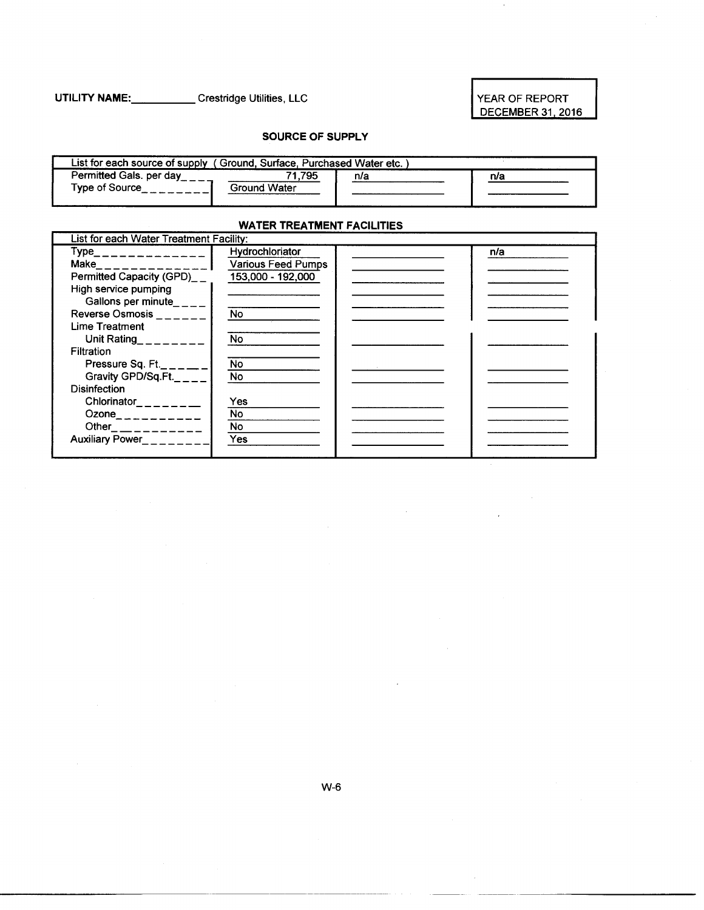**UTILITY NAME:** Crestridge Utilities, LLC

YEAR OF REPORT
DECEMBER 31, 2016

## SOURCE OF SUPPLY

| List for each source of supply ( Ground, Surface, Purchased Water etc. ) | | | |
|---|---|---|---|
| Permitted Gals. per day | 71,795 | n/a | n/a |
| Type of Source | Ground Water | | |

## WATER TREATMENT FACILITIES

| List for each Water Treatment Facility: | | | |
|---|---|---|---|
| Type | Hydrochloriator | | n/a |
| Make | Various Feed Pumps | | |
| Permitted Capacity (GPD) | 153,000 - 192,000 | | |
| High service pumping | | | |
| Gallons per minute | | | |
| Reverse Osmosis | No | | |
| Lime Treatment | | | |
| Unit Rating | No | | |
| Filtration | | | |
| Pressure Sq. Ft. | No | | |
| Gravity GPD/Sq.Ft. | No | | |
| Disinfection | | | |
| Chlorinator | Yes | | |
| Ozone | No | | |
| Other | No | | |
| Auxiliary Power | Yes | | |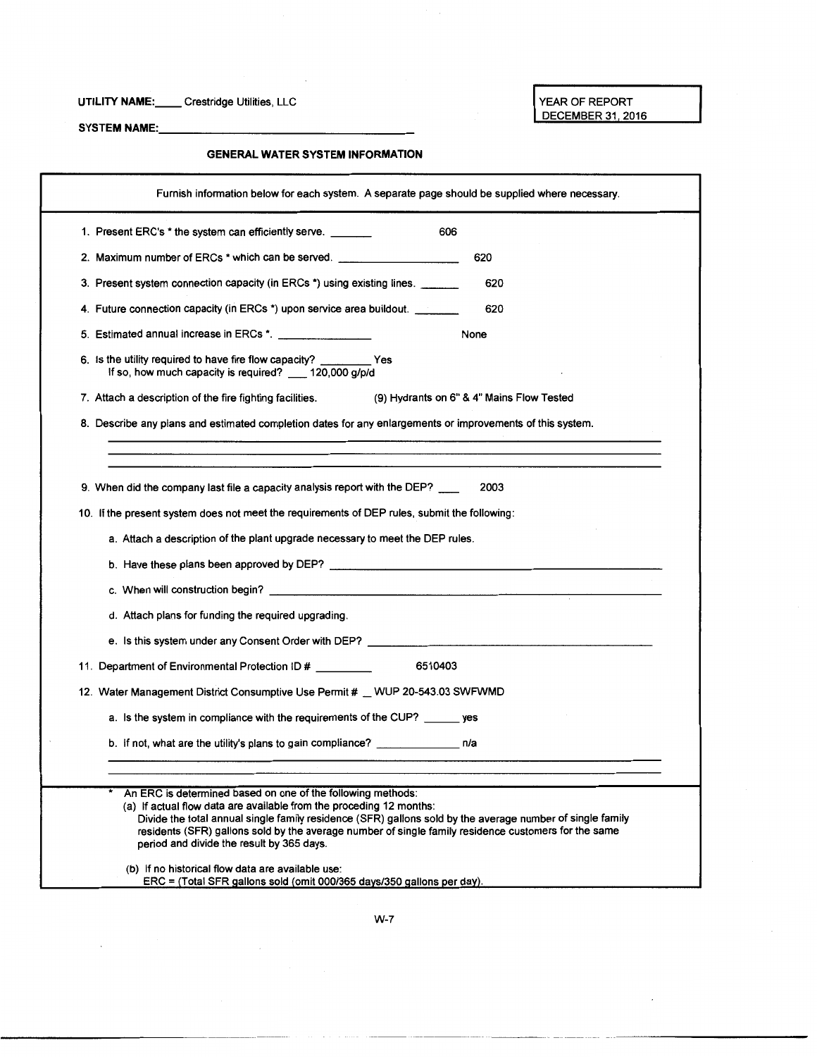UTILITY NAME: Crestridge Utilities, LLC

YEAR OF REPORT
DECEMBER 31, 2016

SYSTEM NAME: ______________________

## GENERAL WATER SYSTEM INFORMATION

Furnish information below for each system. A separate page should be supplied where necessary.

1. Present ERC's * the system can efficiently serve. 606
2. Maximum number of ERCs * which can be served. 620
3. Present system connection capacity (in ERCs *) using existing lines. 620
4. Future connection capacity (in ERCs *) upon service area buildout. 620
5. Estimated annual increase in ERCs *. None
6. Is the utility required to have fire flow capacity? Yes
   If so, how much capacity is required? 120,000 g/p/d
7. Attach a description of the fire fighting facilities. (9) Hydrants on 6" & 4" Mains Flow Tested
8. Describe any plans and estimated completion dates for any enlargements or improvements of this system.
9. When did the company last file a capacity analysis report with the DEP? 2003
10. If the present system does not meet the requirements of DEP rules, submit the following:
    a. Attach a description of the plant upgrade necessary to meet the DEP rules.
    b. Have these plans been approved by DEP? ______________________
    c. When will construction begin? ______________________
    d. Attach plans for funding the required upgrading.
    e. Is this system under any Consent Order with DEP? ______________________
11. Department of Environmental Protection ID # 6510403
12. Water Management District Consumptive Use Permit # WUP 20-543.03 SWFWMD
    a. Is the system in compliance with the requirements of the CUP? yes
    b. If not, what are the utility's plans to gain compliance? n/a

\* An ERC is determined based on one of the following methods:
(a) If actual flow data are available from the proceding 12 months:
Divide the total annual single family residence (SFR) gallons sold by the average number of single family residents (SFR) gallons sold by the average number of single family residence customers for the same period and divide the result by 365 days.

(b) If no historical flow data are available use:
ERC = (Total SFR gallons sold (omit 000/365 days/350 gallons per day).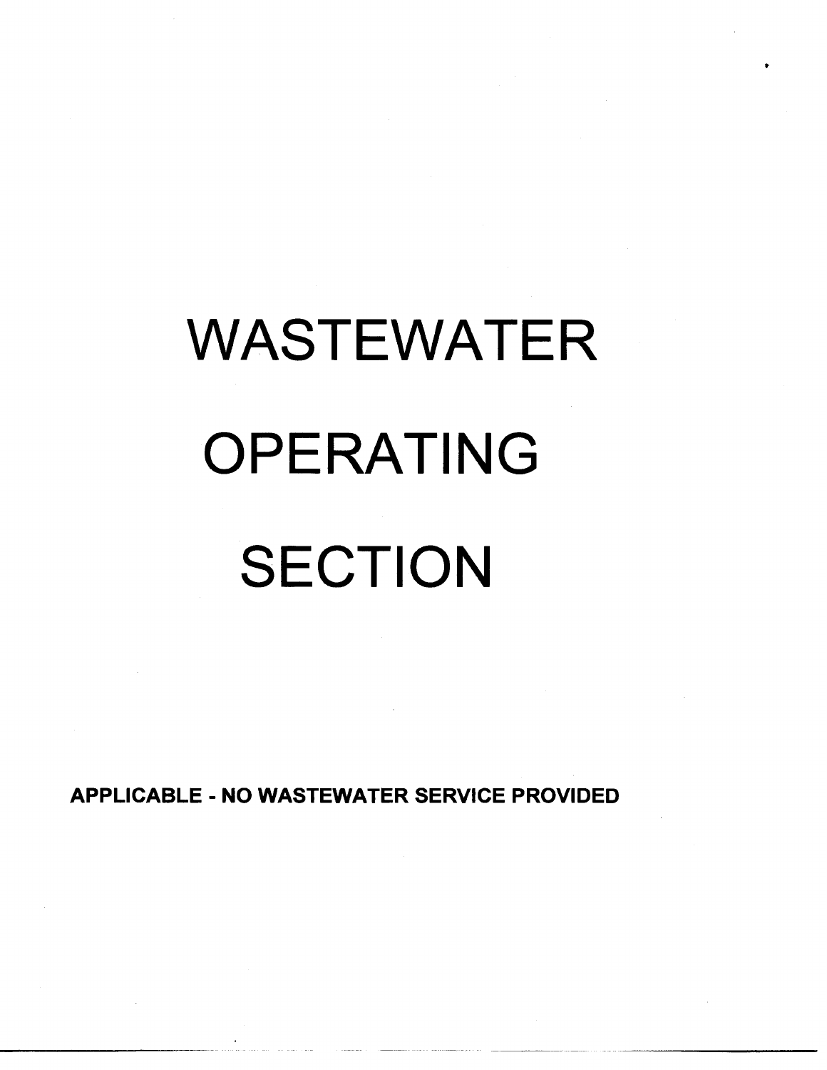# WASTEWATER OPERATING SECTION

**APPLICABLE - NO WASTEWATER SERVICE PROVIDED**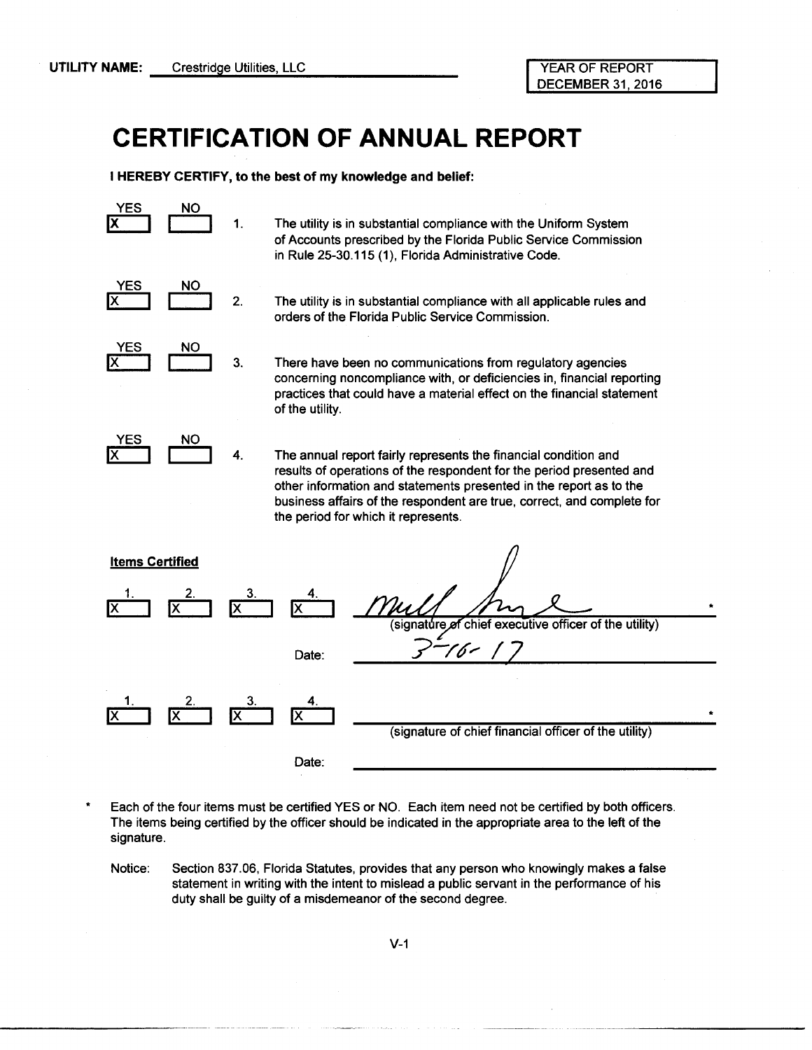**UTILITY NAME:** Crestridge Utilities, LLC

YEAR OF REPORT
DECEMBER 31, 2016

# CERTIFICATION OF ANNUAL REPORT

**I HEREBY CERTIFY, to the best of my knowledge and belief:**

| YES | NO | | |
|---|---|---|---|
| [X] | [ ] | 1. | The utility is in substantial compliance with the Uniform System of Accounts prescribed by the Florida Public Service Commission in Rule 25-30.115 (1), Florida Administrative Code. |
| [X] | [ ] | 2. | The utility is in substantial compliance with all applicable rules and orders of the Florida Public Service Commission. |
| [X] | [ ] | 3. | There have been no communications from regulatory agencies concerning noncompliance with, or deficiencies in, financial reporting practices that could have a material effect on the financial statement of the utility. |
| [X] | [ ] | 4. | The annual report fairly represents the financial condition and results of operations of the respondent for the period presented and other information and statements presented in the report as to the business affairs of the respondent are true, correct, and complete for the period for which it represents. |

**Items Certified**

| 1. | 2. | 3. | 4. | |
|---|---|---|---|---|
| [X] | [X] | [X] | [X] | [signature] * (signature of chief executive officer of the utility) |
| | | | Date: | 3-16-17 |
| [X] | [X] | [X] | [X] | \_\_\_\_\_\_\_\_\_\_\_\_\_\_\_\_ * (signature of chief financial officer of the utility) |
| | | | Date: | |

\* Each of the four items must be certified YES or NO. Each item need not be certified by both officers. The items being certified by the officer should be indicated in the appropriate area to the left of the signature.

Notice: Section 837.06, Florida Statutes, provides that any person who knowingly makes a false statement in writing with the intent to mislead a public servant in the performance of his duty shall be guilty of a misdemeanor of the second degree.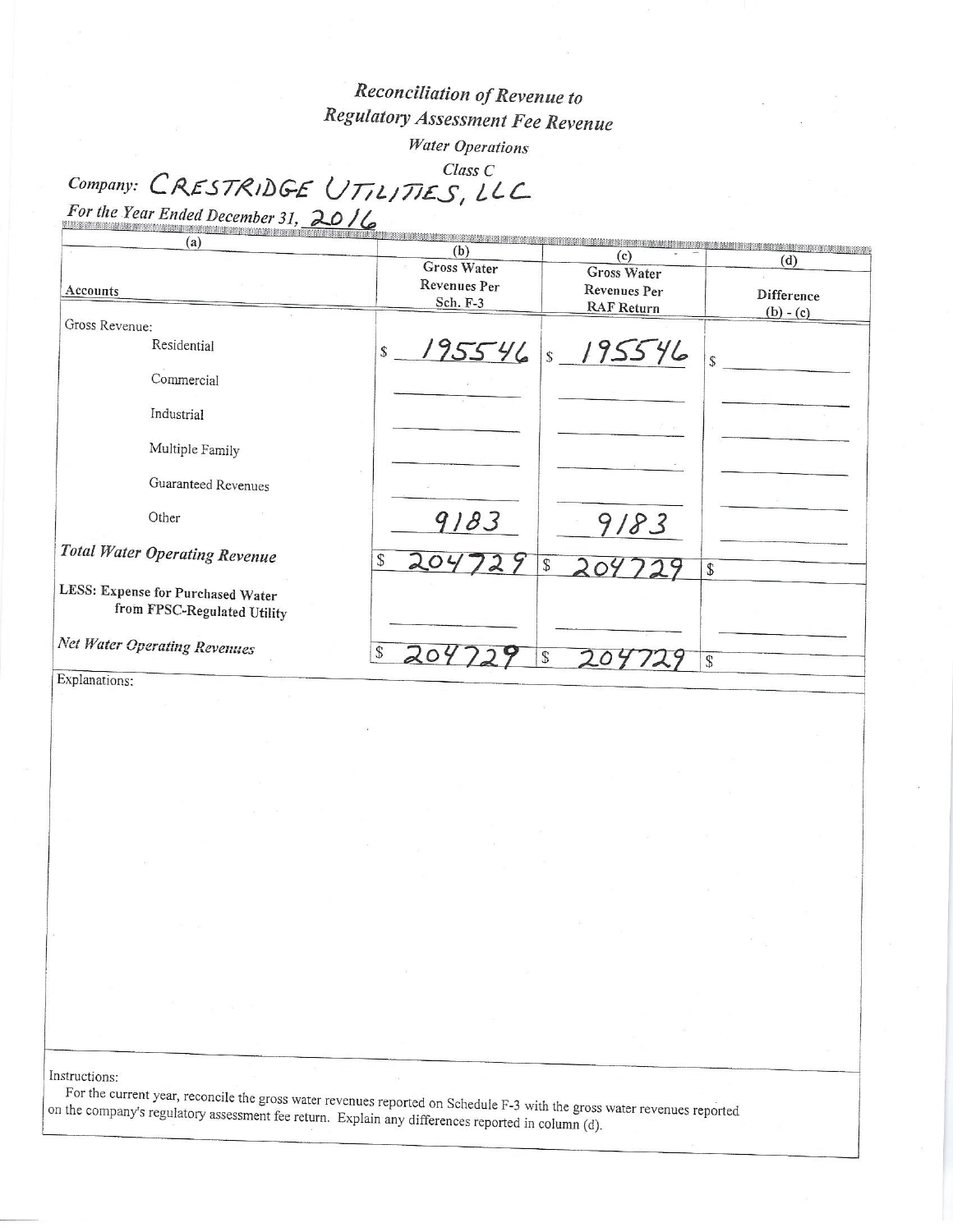# *Reconciliation of Revenue to Regulatory Assessment Fee Revenue*

*Water Operations*

*Class C*

*Company:* CRESTRIDGE UTILITIES, LLC

*For the Year Ended December 31,* 2016

| (a) Accounts | (b) Gross Water Revenues Per Sch. F-3 | (c) Gross Water Revenues Per RAF Return | (d) Difference (b) - (c) |
|---|---|---|---|
| Gross Revenue: | | | |
| Residential | $ 195546 | $ 195546 | $ |
| Commercial | | | |
| Industrial | | | |
| Multiple Family | | | |
| Guaranteed Revenues | | | |
| Other | 9183 | 9183 | |
| ***Total Water Operating Revenue*** | $ 204729 | $ 204729 | $ |
| **LESS: Expense for Purchased Water from FPSC-Regulated Utility** | | | |
| ***Net Water Operating Revenues*** | $ 204729 | $ 204729 | $ |

Explanations:

Instructions:

For the current year, reconcile the gross water revenues reported on Schedule F-3 with the gross water revenues reported on the company's regulatory assessment fee return. Explain any differences reported in column (d).